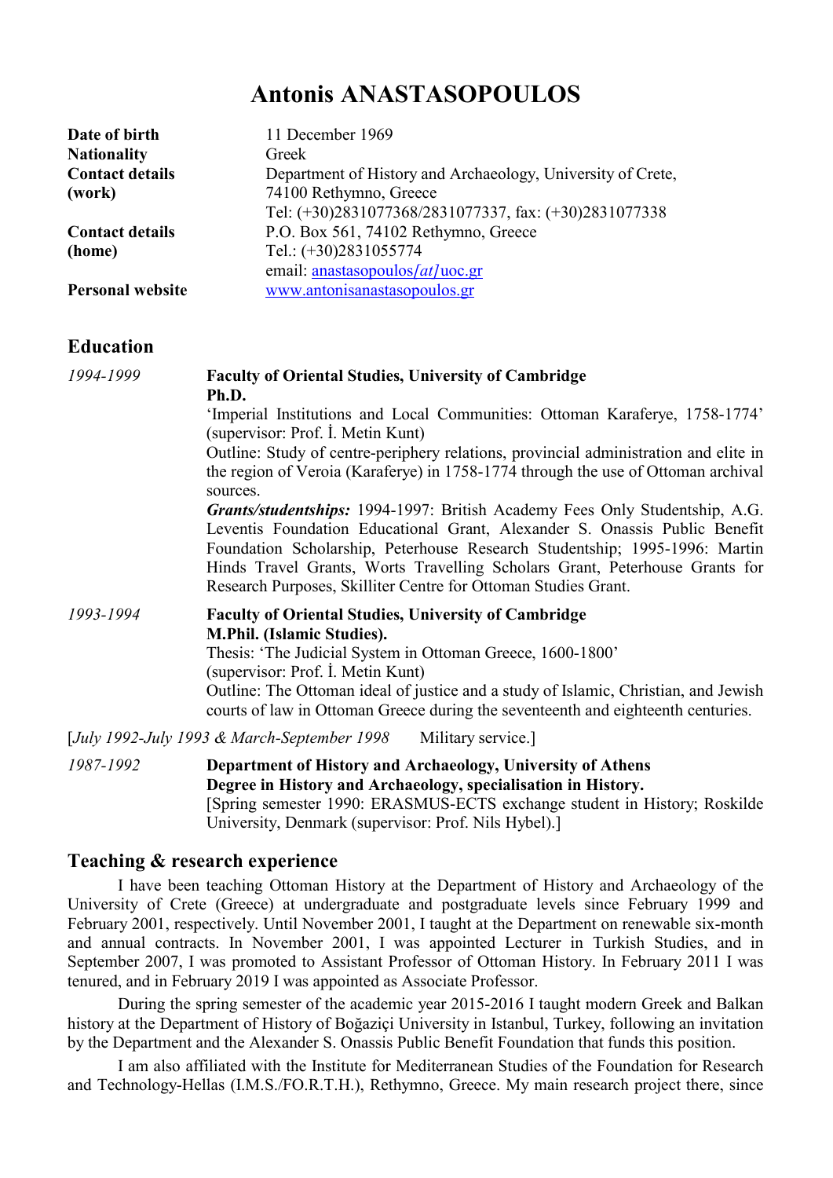# Antonis ANASTASOPOULOS

| | |
|---|---|
| **Date of birth** | 11 December 1969 |
| **Nationality** | Greek |
| **Contact details (work)** | Department of History and Archaeology, University of Crete, 74100 Rethymno, Greece<br>Tel: (+30)2831077368/2831077337, fax: (+30)2831077338 |
| **Contact details (home)** | P.O. Box 561, 74102 Rethymno, Greece<br>Tel.: (+30)2831055774<br>email: anastasopoulos*[at]*uoc.gr |
| **Personal website** | www.antonisanastasopoulos.gr |

## Education

*1994-1999* **Faculty of Oriental Studies, University of Cambridge**
**Ph.D.**
'Imperial Institutions and Local Communities: Ottoman Karaferye, 1758-1774' (supervisor: Prof. İ. Metin Kunt)
Outline: Study of centre-periphery relations, provincial administration and elite in the region of Veroia (Karaferye) in 1758-1774 through the use of Ottoman archival sources.
***Grants/studentships:*** 1994-1997: British Academy Fees Only Studentship, A.G. Leventis Foundation Educational Grant, Alexander S. Onassis Public Benefit Foundation Scholarship, Peterhouse Research Studentship; 1995-1996: Martin Hinds Travel Grants, Worts Travelling Scholars Grant, Peterhouse Grants for Research Purposes, Skilliter Centre for Ottoman Studies Grant.

*1993-1994* **Faculty of Oriental Studies, University of Cambridge**
**M.Phil. (Islamic Studies).**
Thesis: 'The Judicial System in Ottoman Greece, 1600-1800'
(supervisor: Prof. İ. Metin Kunt)
Outline: The Ottoman ideal of justice and a study of Islamic, Christian, and Jewish courts of law in Ottoman Greece during the seventeenth and eighteenth centuries.

[*July 1992-July 1993 & March-September 1998* Military service.]

*1987-1992* **Department of History and Archaeology, University of Athens**
**Degree in History and Archaeology, specialisation in History.**
[Spring semester 1990: ERASMUS-ECTS exchange student in History; Roskilde University, Denmark (supervisor: Prof. Nils Hybel).]

## Teaching & research experience

I have been teaching Ottoman History at the Department of History and Archaeology of the University of Crete (Greece) at undergraduate and postgraduate levels since February 1999 and February 2001, respectively. Until November 2001, I taught at the Department on renewable six-month and annual contracts. In November 2001, I was appointed Lecturer in Turkish Studies, and in September 2007, I was promoted to Assistant Professor of Ottoman History. In February 2011 I was tenured, and in February 2019 I was appointed as Associate Professor.

During the spring semester of the academic year 2015-2016 I taught modern Greek and Balkan history at the Department of History of Boğaziçi University in Istanbul, Turkey, following an invitation by the Department and the Alexander S. Onassis Public Benefit Foundation that funds this position.

I am also affiliated with the Institute for Mediterranean Studies of the Foundation for Research and Technology-Hellas (I.M.S./FO.R.T.H.), Rethymno, Greece. My main research project there, since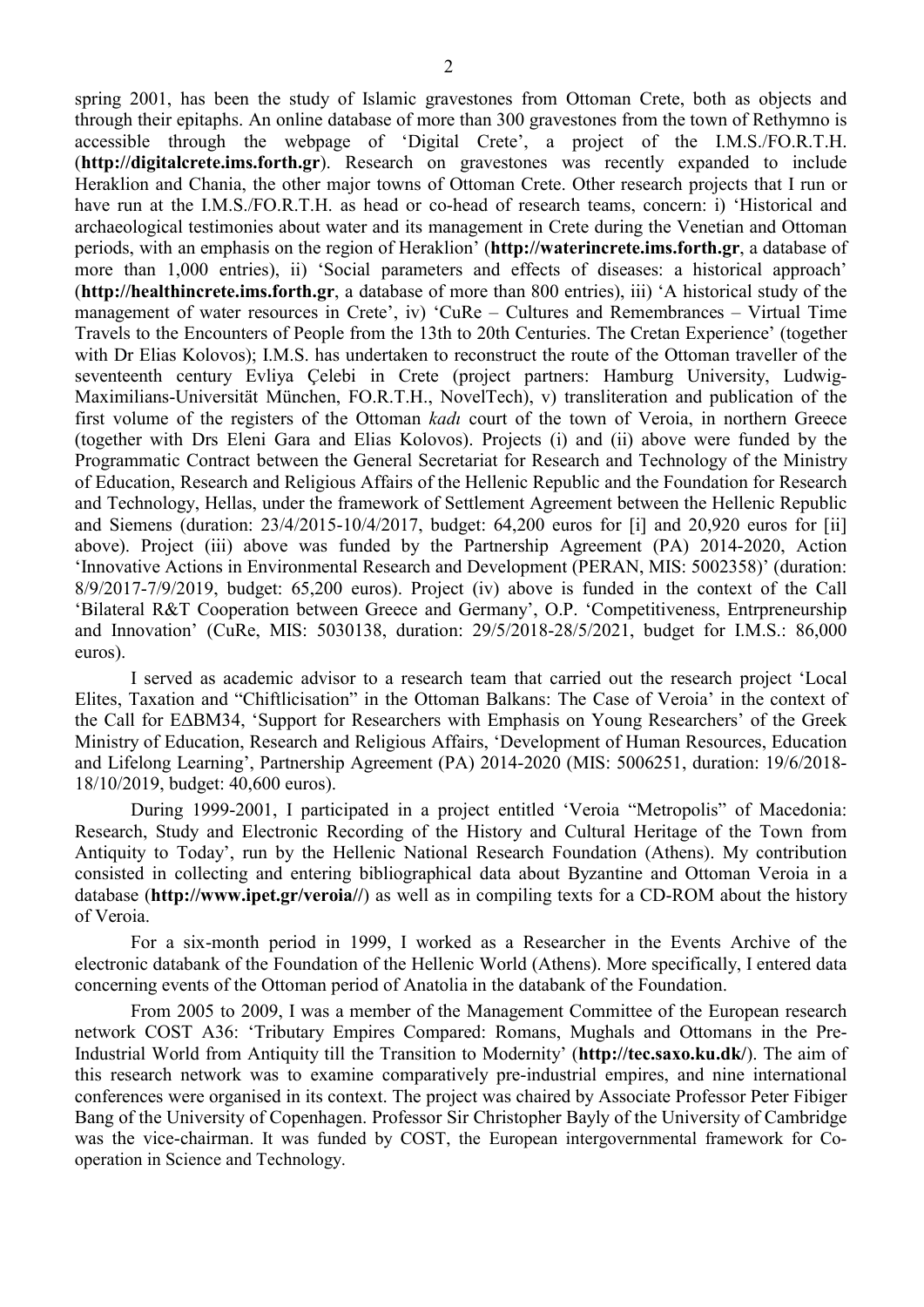spring 2001, has been the study of Islamic gravestones from Ottoman Crete, both as objects and through their epitaphs. An online database of more than 300 gravestones from the town of Rethymno is accessible through the webpage of 'Digital Crete', a project of the I.M.S./FO.R.T.H. (**http://digitalcrete.ims.forth.gr**). Research on gravestones was recently expanded to include Heraklion and Chania, the other major towns of Ottoman Crete. Other research projects that I run or have run at the I.M.S./FO.R.T.H. as head or co-head of research teams, concern: i) 'Historical and archaeological testimonies about water and its management in Crete during the Venetian and Ottoman periods, with an emphasis on the region of Heraklion' (**http://waterincrete.ims.forth.gr**, a database of more than 1,000 entries), ii) 'Social parameters and effects of diseases: a historical approach' (**http://healthincrete.ims.forth.gr**, a database of more than 800 entries), iii) 'A historical study of the management of water resources in Crete', iv) 'CuRe – Cultures and Remembrances – Virtual Time Travels to the Encounters of People from the 13th to 20th Centuries. The Cretan Experience' (together with Dr Elias Kolovos); I.M.S. has undertaken to reconstruct the route of the Ottoman traveller of the seventeenth century Evliya Çelebi in Crete (project partners: Hamburg University, Ludwig-Maximilians-Universität München, FO.R.T.H., NovelTech), v) transliteration and publication of the first volume of the registers of the Ottoman *kadı* court of the town of Veroia, in northern Greece (together with Drs Eleni Gara and Elias Kolovos). Projects (i) and (ii) above were funded by the Programmatic Contract between the General Secretariat for Research and Technology of the Ministry of Education, Research and Religious Affairs of the Hellenic Republic and the Foundation for Research and Technology, Hellas, under the framework of Settlement Agreement between the Hellenic Republic and Siemens (duration: 23/4/2015-10/4/2017, budget: 64,200 euros for [i] and 20,920 euros for [ii] above). Project (iii) above was funded by the Partnership Agreement (PA) 2014-2020, Action 'Innovative Actions in Environmental Research and Development (PERAN, MIS: 5002358)' (duration: 8/9/2017-7/9/2019, budget: 65,200 euros). Project (iv) above is funded in the context of the Call 'Bilateral R&T Cooperation between Greece and Germany', O.P. 'Competitiveness, Entrpreneurship and Innovation' (CuRe, MIS: 5030138, duration: 29/5/2018-28/5/2021, budget for I.M.S.: 86,000 euros).

I served as academic advisor to a research team that carried out the research project 'Local Elites, Taxation and "Chiftlicisation" in the Ottoman Balkans: The Case of Veroia' in the context of the Call for ΕΔΒΜ34, 'Support for Researchers with Emphasis on Young Researchers' of the Greek Ministry of Education, Research and Religious Affairs, 'Development of Human Resources, Education and Lifelong Learning', Partnership Agreement (PA) 2014-2020 (MIS: 5006251, duration: 19/6/2018-18/10/2019, budget: 40,600 euros).

During 1999-2001, I participated in a project entitled 'Veroia "Metropolis" of Macedonia: Research, Study and Electronic Recording of the History and Cultural Heritage of the Town from Antiquity to Today', run by the Hellenic National Research Foundation (Athens). My contribution consisted in collecting and entering bibliographical data about Byzantine and Ottoman Veroia in a database (**http://www.ipet.gr/veroia//**) as well as in compiling texts for a CD-ROM about the history of Veroia.

For a six-month period in 1999, I worked as a Researcher in the Events Archive of the electronic databank of the Foundation of the Hellenic World (Athens). More specifically, I entered data concerning events of the Ottoman period of Anatolia in the databank of the Foundation.

From 2005 to 2009, I was a member of the Management Committee of the European research network COST A36: 'Tributary Empires Compared: Romans, Mughals and Ottomans in the Pre-Industrial World from Antiquity till the Transition to Modernity' (**http://tec.saxo.ku.dk/**). The aim of this research network was to examine comparatively pre-industrial empires, and nine international conferences were organised in its context. The project was chaired by Associate Professor Peter Fibiger Bang of the University of Copenhagen. Professor Sir Christopher Bayly of the University of Cambridge was the vice-chairman. It was funded by COST, the European intergovernmental framework for Co-operation in Science and Technology.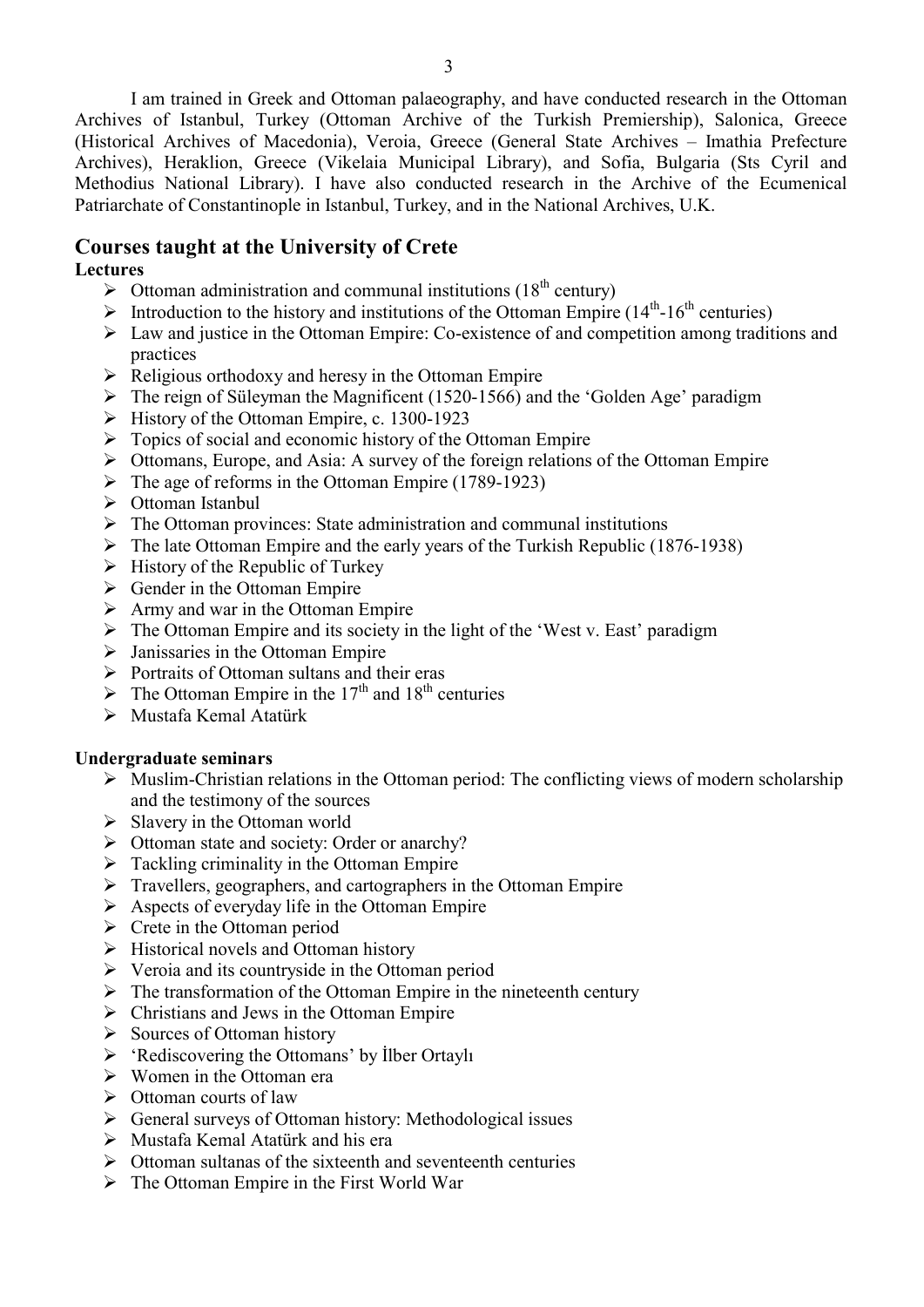I am trained in Greek and Ottoman palaeography, and have conducted research in the Ottoman Archives of Istanbul, Turkey (Ottoman Archive of the Turkish Premiership), Salonica, Greece (Historical Archives of Macedonia), Veroia, Greece (General State Archives – Imathia Prefecture Archives), Heraklion, Greece (Vikelaia Municipal Library), and Sofia, Bulgaria (Sts Cyril and Methodius National Library). I have also conducted research in the Archive of the Ecumenical Patriarchate of Constantinople in Istanbul, Turkey, and in the National Archives, U.K.

## Courses taught at the University of Crete

**Lectures**

- Ottoman administration and communal institutions (18th century)
- Introduction to the history and institutions of the Ottoman Empire (14th-16th centuries)
- Law and justice in the Ottoman Empire: Co-existence of and competition among traditions and practices
- Religious orthodoxy and heresy in the Ottoman Empire
- The reign of Süleyman the Magnificent (1520-1566) and the 'Golden Age' paradigm
- History of the Ottoman Empire, c. 1300-1923
- Topics of social and economic history of the Ottoman Empire
- Ottomans, Europe, and Asia: A survey of the foreign relations of the Ottoman Empire
- The age of reforms in the Ottoman Empire (1789-1923)
- Ottoman Istanbul
- The Ottoman provinces: State administration and communal institutions
- The late Ottoman Empire and the early years of the Turkish Republic (1876-1938)
- History of the Republic of Turkey
- Gender in the Ottoman Empire
- Army and war in the Ottoman Empire
- The Ottoman Empire and its society in the light of the 'West v. East' paradigm
- Janissaries in the Ottoman Empire
- Portraits of Ottoman sultans and their eras
- The Ottoman Empire in the 17th and 18th centuries
- Mustafa Kemal Atatürk

**Undergraduate seminars**

- Muslim-Christian relations in the Ottoman period: The conflicting views of modern scholarship and the testimony of the sources
- Slavery in the Ottoman world
- Ottoman state and society: Order or anarchy?
- Tackling criminality in the Ottoman Empire
- Travellers, geographers, and cartographers in the Ottoman Empire
- Aspects of everyday life in the Ottoman Empire
- Crete in the Ottoman period
- Historical novels and Ottoman history
- Veroia and its countryside in the Ottoman period
- The transformation of the Ottoman Empire in the nineteenth century
- Christians and Jews in the Ottoman Empire
- Sources of Ottoman history
- 'Rediscovering the Ottomans' by İlber Ortaylı
- Women in the Ottoman era
- Ottoman courts of law
- General surveys of Ottoman history: Methodological issues
- Mustafa Kemal Atatürk and his era
- Ottoman sultanas of the sixteenth and seventeenth centuries
- The Ottoman Empire in the First World War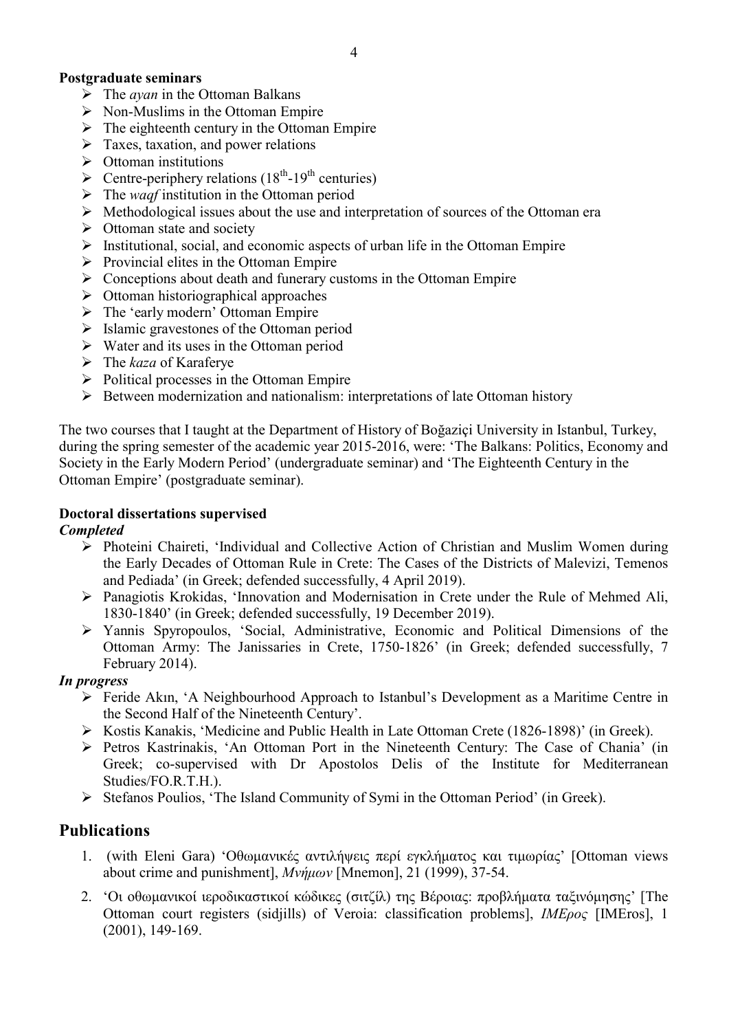**Postgraduate seminars**

- The *ayan* in the Ottoman Balkans
- Non-Muslims in the Ottoman Empire
- The eighteenth century in the Ottoman Empire
- Taxes, taxation, and power relations
- Ottoman institutions
- Centre-periphery relations (18th-19th centuries)
- The *waqf* institution in the Ottoman period
- Methodological issues about the use and interpretation of sources of the Ottoman era
- Ottoman state and society
- Institutional, social, and economic aspects of urban life in the Ottoman Empire
- Provincial elites in the Ottoman Empire
- Conceptions about death and funerary customs in the Ottoman Empire
- Ottoman historiographical approaches
- The 'early modern' Ottoman Empire
- Islamic gravestones of the Ottoman period
- Water and its uses in the Ottoman period
- The *kaza* of Karaferye
- Political processes in the Ottoman Empire
- Between modernization and nationalism: interpretations of late Ottoman history

The two courses that I taught at the Department of History of Boğaziçi University in Istanbul, Turkey, during the spring semester of the academic year 2015-2016, were: 'The Balkans: Politics, Economy and Society in the Early Modern Period' (undergraduate seminar) and 'The Eighteenth Century in the Ottoman Empire' (postgraduate seminar).

**Doctoral dissertations supervised**

***Completed***

- Photeini Chaireti, 'Individual and Collective Action of Christian and Muslim Women during the Early Decades of Ottoman Rule in Crete: The Cases of the Districts of Malevizi, Temenos and Pediada' (in Greek; defended successfully, 4 April 2019).
- Panagiotis Krokidas, 'Innovation and Modernisation in Crete under the Rule of Mehmed Ali, 1830-1840' (in Greek; defended successfully, 19 December 2019).
- Yannis Spyropoulos, 'Social, Administrative, Economic and Political Dimensions of the Ottoman Army: The Janissaries in Crete, 1750-1826' (in Greek; defended successfully, 7 February 2014).

***In progress***

- Feride Akın, 'A Neighbourhood Approach to Istanbul's Development as a Maritime Centre in the Second Half of the Nineteenth Century'.
- Kostis Kanakis, 'Medicine and Public Health in Late Ottoman Crete (1826-1898)' (in Greek).
- Petros Kastrinakis, 'An Ottoman Port in the Nineteenth Century: The Case of Chania' (in Greek; co-supervised with Dr Apostolos Delis of the Institute for Mediterranean Studies/FO.R.T.H.).
- Stefanos Poulios, 'The Island Community of Symi in the Ottoman Period' (in Greek).

## Publications

1. (with Eleni Gara) 'Οθωμανικές αντιλήψεις περί εγκλήματος και τιμωρίας' [Ottoman views about crime and punishment], *Μνήμων* [Mnemon], 21 (1999), 37-54.
2. 'Οι οθωμανικοί ιεροδικαστικοί κώδικες (σιτζίλ) της Βέροιας: προβλήματα ταξινόμησης' [The Ottoman court registers (sidjills) of Veroia: classification problems], *ΙΜΕρος* [IMEros], 1 (2001), 149-169.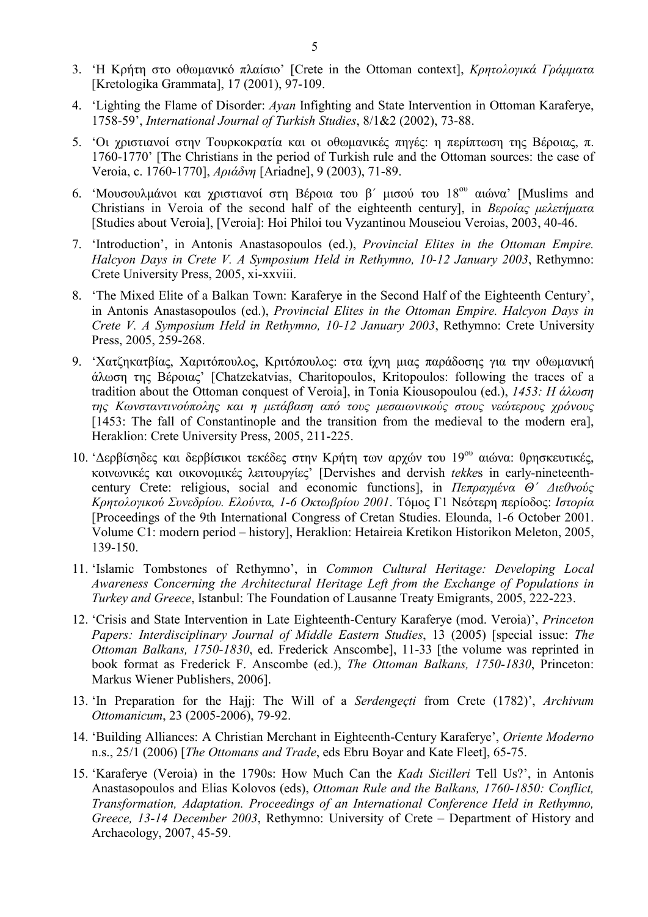3. 'Η Κρήτη στο οθωμανικό πλαίσιο' [Crete in the Ottoman context], *Κρητολογικά Γράμματα* [Kretologika Grammata], 17 (2001), 97-109.

4. 'Lighting the Flame of Disorder: *Ayan* Infighting and State Intervention in Ottoman Karaferye, 1758-59', *International Journal of Turkish Studies*, 8/1&2 (2002), 73-88.

5. 'Οι χριστιανοί στην Τουρκοκρατία και οι οθωμανικές πηγές: η περίπτωση της Βέροιας, π. 1760-1770' [The Christians in the period of Turkish rule and the Ottoman sources: the case of Veroia, c. 1760-1770], *Αριάδνη* [Ariadne], 9 (2003), 71-89.

6. 'Μουσουλμάνοι και χριστιανοί στη Βέροια του β΄ μισού του 18ου αιώνα' [Muslims and Christians in Veroia of the second half of the eighteenth century], in *Βεροίας μελετήματα* [Studies about Veroia], [Veroia]: Hoi Philoi tou Vyzantinou Mouseiou Veroias, 2003, 40-46.

7. 'Introduction', in Antonis Anastasopoulos (ed.), *Provincial Elites in the Ottoman Empire. Halcyon Days in Crete V. A Symposium Held in Rethymno, 10-12 January 2003*, Rethymno: Crete University Press, 2005, xi-xxviii.

8. 'The Mixed Elite of a Balkan Town: Karaferye in the Second Half of the Eighteenth Century', in Antonis Anastasopoulos (ed.), *Provincial Elites in the Ottoman Empire. Halcyon Days in Crete V. A Symposium Held in Rethymno, 10-12 January 2003*, Rethymno: Crete University Press, 2005, 259-268.

9. 'Χατζηκατβίας, Χαριτόπουλος, Κριτόπουλος: στα ίχνη μιας παράδοσης για την οθωμανική άλωση της Βέροιας' [Chatzekatvias, Charitopoulos, Kritopoulos: following the traces of a tradition about the Ottoman conquest of Veroia], in Tonia Kiousopoulou (ed.), *1453: Η άλωση της Κωνσταντινούπολης και η μετάβαση από τους μεσαιωνικούς στους νεώτερους χρόνους* [1453: The fall of Constantinople and the transition from the medieval to the modern era], Heraklion: Crete University Press, 2005, 211-225.

10. 'Δερβίσηδες και δερβίσικοι τεκέδες στην Κρήτη των αρχών του 19ου αιώνα: θρησκευτικές, κοινωνικές και οικονομικές λειτουργίες' [Dervishes and dervish *tekke*s in early-nineteenth-century Crete: religious, social and economic functions], in *Πεπραγμένα Θ΄ Διεθνούς Κρητολογικού Συνεδρίου. Ελούντα, 1-6 Οκτωβρίου 2001*. Τόμος Γ1 Νεότερη περίοδος: *Ιστορία* [Proceedings of the 9th International Congress of Cretan Studies. Elounda, 1-6 October 2001. Volume C1: modern period – history], Heraklion: Hetaireia Kretikon Historikon Meleton, 2005, 139-150.

11. 'Islamic Tombstones of Rethymno', in *Common Cultural Heritage: Developing Local Awareness Concerning the Architectural Heritage Left from the Exchange of Populations in Turkey and Greece*, Istanbul: The Foundation of Lausanne Treaty Emigrants, 2005, 222-223.

12. 'Crisis and State Intervention in Late Eighteenth-Century Karaferye (mod. Veroia)', *Princeton Papers: Interdisciplinary Journal of Middle Eastern Studies*, 13 (2005) [special issue: *The Ottoman Balkans, 1750-1830*, ed. Frederick Anscombe], 11-33 [the volume was reprinted in book format as Frederick F. Anscombe (ed.), *The Ottoman Balkans, 1750-1830*, Princeton: Markus Wiener Publishers, 2006].

13. 'In Preparation for the Hajj: The Will of a *Serdengeçti* from Crete (1782)', *Archivum Ottomanicum*, 23 (2005-2006), 79-92.

14. 'Building Alliances: A Christian Merchant in Eighteenth-Century Karaferye', *Oriente Moderno* n.s., 25/1 (2006) [*The Ottomans and Trade*, eds Ebru Boyar and Kate Fleet], 65-75.

15. 'Karaferye (Veroia) in the 1790s: How Much Can the *Kadı Sicilleri* Tell Us?', in Antonis Anastasopoulos and Elias Kolovos (eds), *Ottoman Rule and the Balkans, 1760-1850: Conflict, Transformation, Adaptation. Proceedings of an International Conference Held in Rethymno, Greece, 13-14 December 2003*, Rethymno: University of Crete – Department of History and Archaeology, 2007, 45-59.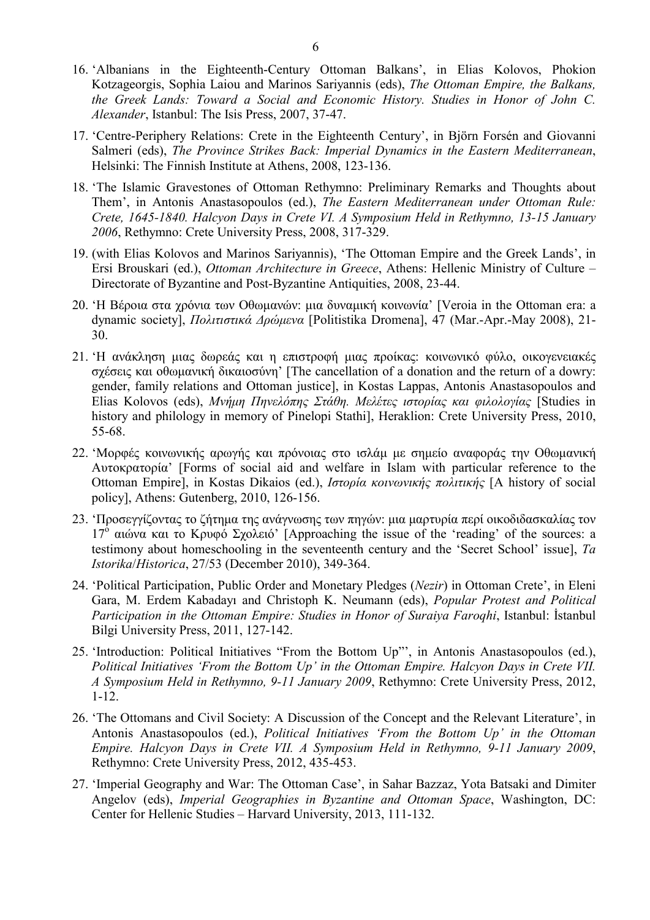16. 'Albanians in the Eighteenth-Century Ottoman Balkans', in Elias Kolovos, Phokion Kotzageorgis, Sophia Laiou and Marinos Sariyannis (eds), *The Ottoman Empire, the Balkans, the Greek Lands: Toward a Social and Economic History. Studies in Honor of John C. Alexander*, Istanbul: The Isis Press, 2007, 37-47.

17. 'Centre-Periphery Relations: Crete in the Eighteenth Century', in Björn Forsén and Giovanni Salmeri (eds), *The Province Strikes Back: Imperial Dynamics in the Eastern Mediterranean*, Helsinki: The Finnish Institute at Athens, 2008, 123-136.

18. 'The Islamic Gravestones of Ottoman Rethymno: Preliminary Remarks and Thoughts about Them', in Antonis Anastasopoulos (ed.), *The Eastern Mediterranean under Ottoman Rule: Crete, 1645-1840. Halcyon Days in Crete VI. A Symposium Held in Rethymno, 13-15 January 2006*, Rethymno: Crete University Press, 2008, 317-329.

19. (with Elias Kolovos and Marinos Sariyannis), 'The Ottoman Empire and the Greek Lands', in Ersi Brouskari (ed.), *Ottoman Architecture in Greece*, Athens: Hellenic Ministry of Culture – Directorate of Byzantine and Post-Byzantine Antiquities, 2008, 23-44.

20. 'Η Βέροια στα χρόνια των Οθωμανών: μια δυναμική κοινωνία' [Veroia in the Ottoman era: a dynamic society], *Πολιτιστικά Δρώμενα* [Politistika Dromena], 47 (Mar.-Apr.-May 2008), 21-30.

21. 'Η ανάκληση μιας δωρεάς και η επιστροφή μιας προίκας: κοινωνικό φύλο, οικογενειακές σχέσεις και οθωμανική δικαιοσύνη' [The cancellation of a donation and the return of a dowry: gender, family relations and Ottoman justice], in Kostas Lappas, Antonis Anastasopoulos and Elias Kolovos (eds), *Μνήμη Πηνελόπης Στάθη. Μελέτες ιστορίας και φιλολογίας* [Studies in history and philology in memory of Pinelopi Stathi], Heraklion: Crete University Press, 2010, 55-68.

22. 'Μορφές κοινωνικής αρωγής και πρόνοιας στο ισλάμ με σημείο αναφοράς την Οθωμανική Αυτοκρατορία' [Forms of social aid and welfare in Islam with particular reference to the Ottoman Empire], in Kostas Dikaios (ed.), *Ιστορία κοινωνικής πολιτικής* [A history of social policy], Athens: Gutenberg, 2010, 126-156.

23. 'Προσεγγίζοντας το ζήτημα της ανάγνωσης των πηγών: μια μαρτυρία περί οικοδιδασκαλίας τον 17ο αιώνα και το Κρυφό Σχολειό' [Approaching the issue of the 'reading' of the sources: a testimony about homeschooling in the seventeenth century and the 'Secret School' issue], *Ta Istorika*/*Historica*, 27/53 (December 2010), 349-364.

24. 'Political Participation, Public Order and Monetary Pledges (*Nezir*) in Ottoman Crete', in Eleni Gara, M. Erdem Kabadayı and Christoph K. Neumann (eds), *Popular Protest and Political Participation in the Ottoman Empire: Studies in Honor of Suraiya Faroqhi*, Istanbul: İstanbul Bilgi University Press, 2011, 127-142.

25. 'Introduction: Political Initiatives "From the Bottom Up"', in Antonis Anastasopoulos (ed.), *Political Initiatives 'From the Bottom Up' in the Ottoman Empire. Halcyon Days in Crete VII. A Symposium Held in Rethymno, 9-11 January 2009*, Rethymno: Crete University Press, 2012, 1-12.

26. 'The Ottomans and Civil Society: A Discussion of the Concept and the Relevant Literature', in Antonis Anastasopoulos (ed.), *Political Initiatives 'From the Bottom Up' in the Ottoman Empire. Halcyon Days in Crete VII. A Symposium Held in Rethymno, 9-11 January 2009*, Rethymno: Crete University Press, 2012, 435-453.

27. 'Imperial Geography and War: The Ottoman Case', in Sahar Bazzaz, Yota Batsaki and Dimiter Angelov (eds), *Imperial Geographies in Byzantine and Ottoman Space*, Washington, DC: Center for Hellenic Studies – Harvard University, 2013, 111-132.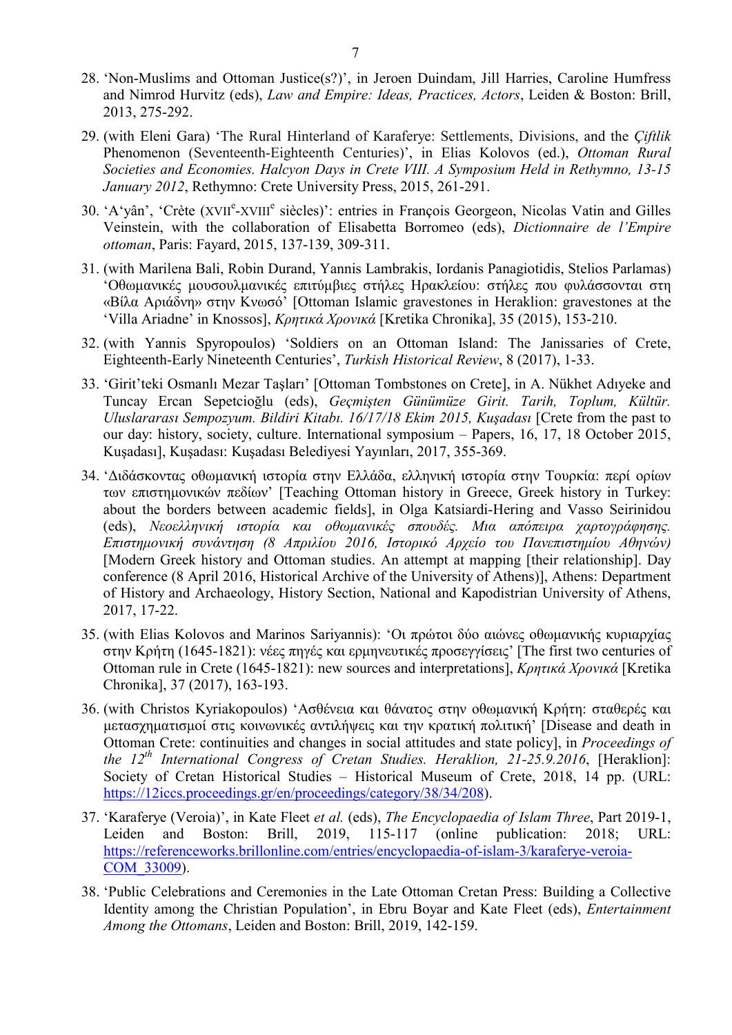28. 'Non-Muslims and Ottoman Justice(s?)', in Jeroen Duindam, Jill Harries, Caroline Humfress and Nimrod Hurvitz (eds), *Law and Empire: Ideas, Practices, Actors*, Leiden & Boston: Brill, 2013, 275-292.

29. (with Eleni Gara) 'The Rural Hinterland of Karaferye: Settlements, Divisions, and the *Çiftlik* Phenomenon (Seventeenth-Eighteenth Centuries)', in Elias Kolovos (ed.), *Ottoman Rural Societies and Economies. Halcyon Days in Crete VIII. A Symposium Held in Rethymno, 13-15 January 2012*, Rethymno: Crete University Press, 2015, 261-291.

30. 'A'yân', 'Crète (XVII^e^-XVIII^e^ siècles)': entries in François Georgeon, Nicolas Vatin and Gilles Veinstein, with the collaboration of Elisabetta Borromeo (eds), *Dictionnaire de l'Empire ottoman*, Paris: Fayard, 2015, 137-139, 309-311.

31. (with Marilena Bali, Robin Durand, Yannis Lambrakis, Iordanis Panagiotidis, Stelios Parlamas) 'Οθωμανικές μουσουλμανικές επιτύμβιες στήλες Ηρακλείου: στήλες που φυλάσσονται στη «Βίλα Αριάδνη» στην Κνωσό' [Ottoman Islamic gravestones in Heraklion: gravestones at the 'Villa Ariadne' in Knossos], *Κρητικά Χρονικά* [Kretika Chronika], 35 (2015), 153-210.

32. (with Yannis Spyropoulos) 'Soldiers on an Ottoman Island: The Janissaries of Crete, Eighteenth-Early Nineteenth Centuries', *Turkish Historical Review*, 8 (2017), 1-33.

33. 'Girit'teki Osmanlı Mezar Taşları' [Ottoman Tombstones on Crete], in A. Nükhet Adıyeke and Tuncay Ercan Sepetcioğlu (eds), *Geçmişten Günümüze Girit. Tarih, Toplum, Kültür. Uluslararası Sempozyum. Bildiri Kitabı. 16/17/18 Ekim 2015, Kuşadası* [Crete from the past to our day: history, society, culture. International symposium – Papers, 16, 17, 18 October 2015, Kuşadası], Kuşadası: Kuşadası Belediyesi Yayınları, 2017, 355-369.

34. 'Διδάσκοντας οθωμανική ιστορία στην Ελλάδα, ελληνική ιστορία στην Τουρκία: περί ορίων των επιστημονικών πεδίων' [Teaching Ottoman history in Greece, Greek history in Turkey: about the borders between academic fields], in Olga Katsiardi-Hering and Vasso Seirinidou (eds), *Νεοελληνική ιστορία και οθωμανικές σπουδές. Μια απόπειρα χαρτογράφησης. Επιστημονική συνάντηση (8 Απριλίου 2016, Ιστορικό Αρχείο του Πανεπιστημίου Αθηνών)* [Modern Greek history and Ottoman studies. An attempt at mapping [their relationship]. Day conference (8 April 2016, Historical Archive of the University of Athens)], Athens: Department of History and Archaeology, History Section, National and Kapodistrian University of Athens, 2017, 17-22.

35. (with Elias Kolovos and Marinos Sariyannis): 'Οι πρώτοι δύο αιώνες οθωμανικής κυριαρχίας στην Κρήτη (1645-1821): νέες πηγές και ερμηνευτικές προσεγγίσεις' [The first two centuries of Ottoman rule in Crete (1645-1821): new sources and interpretations], *Κρητικά Χρονικά* [Kretika Chronika], 37 (2017), 163-193.

36. (with Christos Kyriakopoulos) 'Ασθένεια και θάνατος στην οθωμανική Κρήτη: σταθερές και μετασχηματισμοί στις κοινωνικές αντιλήψεις και την κρατική πολιτική' [Disease and death in Ottoman Crete: continuities and changes in social attitudes and state policy], in *Proceedings of the 12^th^ International Congress of Cretan Studies. Heraklion, 21-25.9.2016*, [Heraklion]: Society of Cretan Historical Studies – Historical Museum of Crete, 2018, 14 pp. (URL: https://12iccs.proceedings.gr/en/proceedings/category/38/34/208).

37. 'Karaferye (Veroia)', in Kate Fleet *et al.* (eds), *The Encyclopaedia of Islam Three*, Part 2019-1, Leiden and Boston: Brill, 2019, 115-117 (online publication: 2018; URL: https://referenceworks.brillonline.com/entries/encyclopaedia-of-islam-3/karaferye-veroia-COM_33009).

38. 'Public Celebrations and Ceremonies in the Late Ottoman Cretan Press: Building a Collective Identity among the Christian Population', in Ebru Boyar and Kate Fleet (eds), *Entertainment Among the Ottomans*, Leiden and Boston: Brill, 2019, 142-159.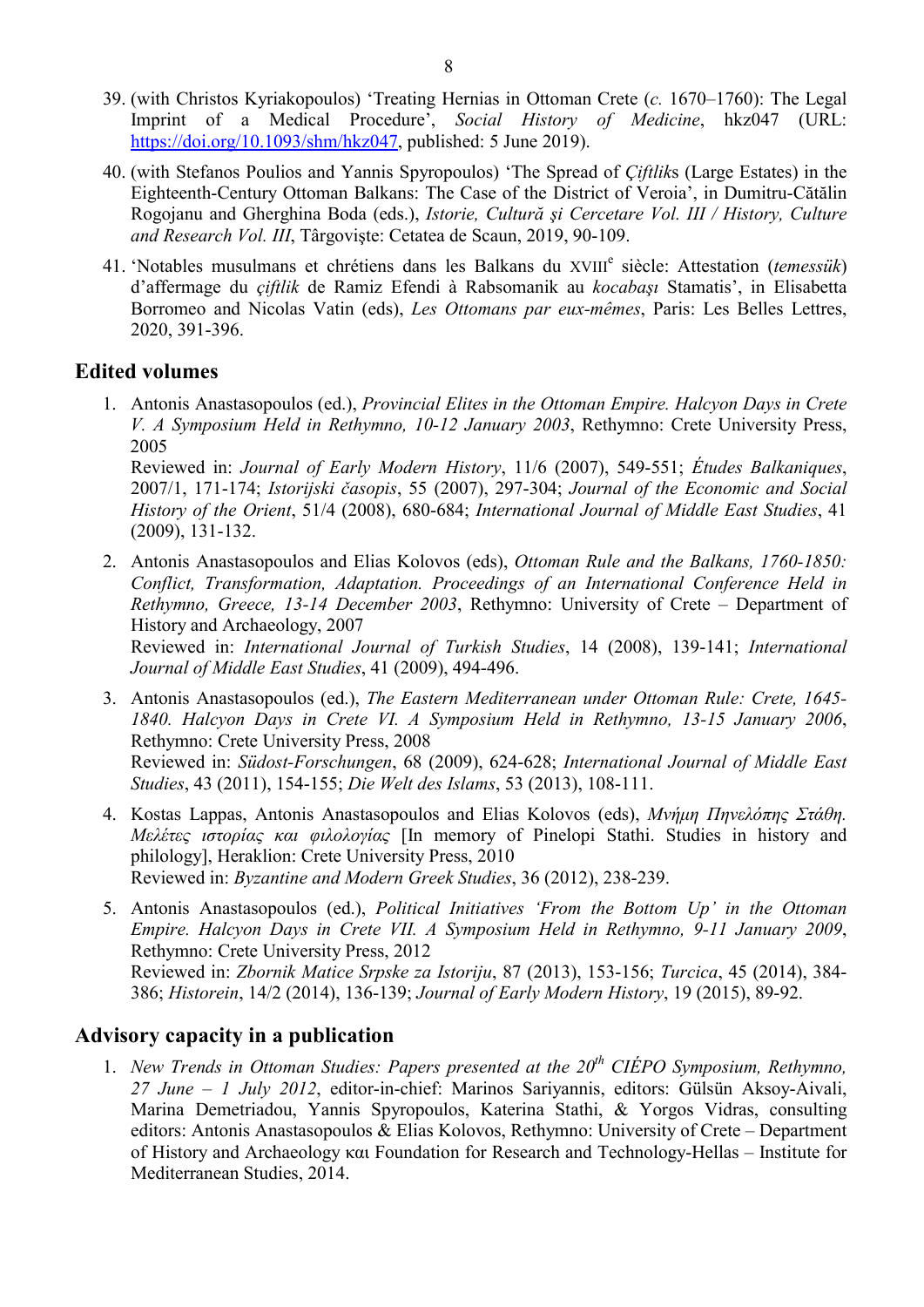39. (with Christos Kyriakopoulos) 'Treating Hernias in Ottoman Crete (*c.* 1670–1760): The Legal Imprint of a Medical Procedure', *Social History of Medicine*, hkz047 (URL: https://doi.org/10.1093/shm/hkz047, published: 5 June 2019).

40. (with Stefanos Poulios and Yannis Spyropoulos) 'The Spread of *Çiftlik*s (Large Estates) in the Eighteenth-Century Ottoman Balkans: The Case of the District of Veroia', in Dumitru-Cătălin Rogojanu and Gherghina Boda (eds.), *Istorie, Cultură şi Cercetare Vol. III / History, Culture and Research Vol. III*, Târgovişte: Cetatea de Scaun, 2019, 90-109.

41. 'Notables musulmans et chrétiens dans les Balkans du XVIII[e] siècle: Attestation (*temessük*) d'affermage du *çiftlik* de Ramiz Efendi à Rabsomanik au *kocabaşı* Stamatis', in Elisabetta Borromeo and Nicolas Vatin (eds), *Les Ottomans par eux-mêmes*, Paris: Les Belles Lettres, 2020, 391-396.

## Edited volumes

1. Antonis Anastasopoulos (ed.), *Provincial Elites in the Ottoman Empire. Halcyon Days in Crete V. A Symposium Held in Rethymno, 10-12 January 2003*, Rethymno: Crete University Press, 2005
   Reviewed in: *Journal of Early Modern History*, 11/6 (2007), 549-551; *Études Balkaniques*, 2007/1, 171-174; *Istorijski časopis*, 55 (2007), 297-304; *Journal of the Economic and Social History of the Orient*, 51/4 (2008), 680-684; *International Journal of Middle East Studies*, 41 (2009), 131-132.

2. Antonis Anastasopoulos and Elias Kolovos (eds), *Ottoman Rule and the Balkans, 1760-1850: Conflict, Transformation, Adaptation. Proceedings of an International Conference Held in Rethymno, Greece, 13-14 December 2003*, Rethymno: University of Crete – Department of History and Archaeology, 2007
   Reviewed in: *International Journal of Turkish Studies*, 14 (2008), 139-141; *International Journal of Middle East Studies*, 41 (2009), 494-496.

3. Antonis Anastasopoulos (ed.), *The Eastern Mediterranean under Ottoman Rule: Crete, 1645-1840. Halcyon Days in Crete VI. A Symposium Held in Rethymno, 13-15 January 2006*, Rethymno: Crete University Press, 2008
   Reviewed in: *Südost-Forschungen*, 68 (2009), 624-628; *International Journal of Middle East Studies*, 43 (2011), 154-155; *Die Welt des Islams*, 53 (2013), 108-111.

4. Kostas Lappas, Antonis Anastasopoulos and Elias Kolovos (eds), *Μνήμη Πηνελόπης Στάθη. Μελέτες ιστορίας και φιλολογίας* [In memory of Pinelopi Stathi. Studies in history and philology], Heraklion: Crete University Press, 2010
   Reviewed in: *Byzantine and Modern Greek Studies*, 36 (2012), 238-239.

5. Antonis Anastasopoulos (ed.), *Political Initiatives 'From the Bottom Up' in the Ottoman Empire. Halcyon Days in Crete VII. A Symposium Held in Rethymno, 9-11 January 2009*, Rethymno: Crete University Press, 2012
   Reviewed in: *Zbornik Matice Srpske za Istoriju*, 87 (2013), 153-156; *Turcica*, 45 (2014), 384-386; *Historein*, 14/2 (2014), 136-139; *Journal of Early Modern History*, 19 (2015), 89-92.

## Advisory capacity in a publication

1. *New Trends in Ottoman Studies: Papers presented at the 20[th] CIÉPO Symposium, Rethymno, 27 June – 1 July 2012*, editor-in-chief: Marinos Sariyannis, editors: Gülsün Aksoy-Aivali, Marina Demetriadou, Yannis Spyropoulos, Katerina Stathi, & Yorgos Vidras, consulting editors: Antonis Anastasopoulos & Elias Kolovos, Rethymno: University of Crete – Department of History and Archaeology και Foundation for Research and Technology-Hellas – Institute for Mediterranean Studies, 2014.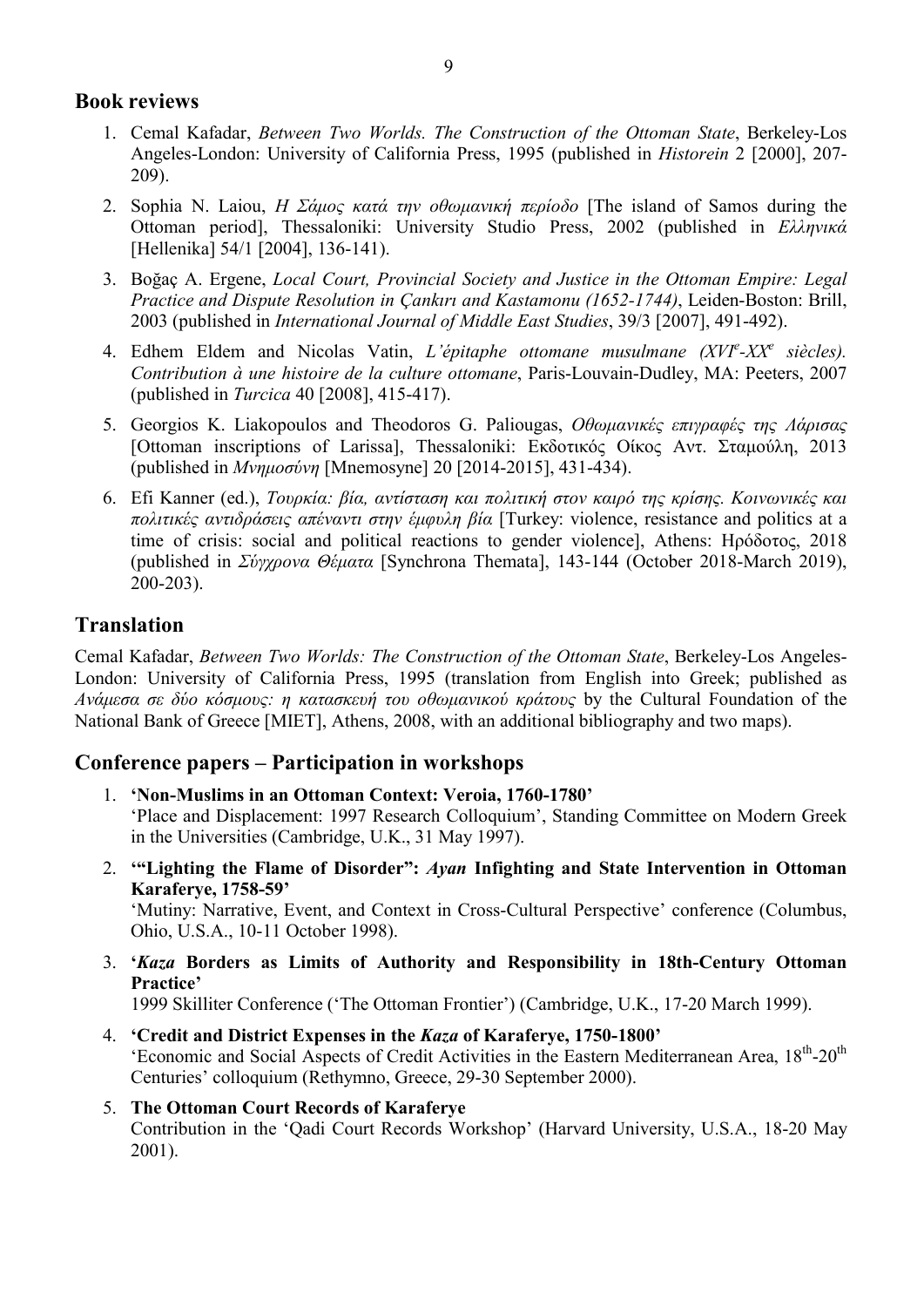## Book reviews

1. Cemal Kafadar, *Between Two Worlds. The Construction of the Ottoman State*, Berkeley-Los Angeles-London: University of California Press, 1995 (published in *Historein* 2 [2000], 207-209).
2. Sophia N. Laiou, *Η Σάμος κατά την οθωμανική περίοδο* [The island of Samos during the Ottoman period], Thessaloniki: University Studio Press, 2002 (published in *Ελληνικά* [Hellenika] 54/1 [2004], 136-141).
3. Boğaç A. Ergene, *Local Court, Provincial Society and Justice in the Ottoman Empire: Legal Practice and Dispute Resolution in Çankırı and Kastamonu (1652-1744)*, Leiden-Boston: Brill, 2003 (published in *International Journal of Middle East Studies*, 39/3 [2007], 491-492).
4. Edhem Eldem and Nicolas Vatin, *L'épitaphe ottomane musulmane (XVI<sup>e</sup>-XX<sup>e</sup> siècles). Contribution à une histoire de la culture ottomane*, Paris-Louvain-Dudley, MA: Peeters, 2007 (published in *Turcica* 40 [2008], 415-417).
5. Georgios K. Liakopoulos and Theodoros G. Paliougas, *Οθωμανικές επιγραφές της Λάρισας* [Ottoman inscriptions of Larissa], Thessaloniki: Εκδοτικός Οίκος Αντ. Σταμούλη, 2013 (published in *Μνημοσύνη* [Mnemosyne] 20 [2014-2015], 431-434).
6. Efi Kanner (ed.), *Τουρκία: βία, αντίσταση και πολιτική στον καιρό της κρίσης. Κοινωνικές και πολιτικές αντιδράσεις απέναντι στην έμφυλη βία* [Turkey: violence, resistance and politics at a time of crisis: social and political reactions to gender violence], Athens: Ηρόδοτος, 2018 (published in *Σύγχρονα Θέματα* [Synchrona Themata], 143-144 (October 2018-March 2019), 200-203).

## Translation

Cemal Kafadar, *Between Two Worlds: The Construction of the Ottoman State*, Berkeley-Los Angeles-London: University of California Press, 1995 (translation from English into Greek; published as *Ανάμεσα σε δύο κόσμους: η κατασκευή του οθωμανικού κράτους* by the Cultural Foundation of the National Bank of Greece [MIET], Athens, 2008, with an additional bibliography and two maps).

## Conference papers – Participation in workshops

1. **'Non-Muslims in an Ottoman Context: Veroia, 1760-1780'**
   'Place and Displacement: 1997 Research Colloquium', Standing Committee on Modern Greek in the Universities (Cambridge, U.K., 31 May 1997).
2. **'"Lighting the Flame of Disorder": *Ayan* Infighting and State Intervention in Ottoman Karaferye, 1758-59'**
   'Mutiny: Narrative, Event, and Context in Cross-Cultural Perspective' conference (Columbus, Ohio, U.S.A., 10-11 October 1998).
3. **'*Kaza* Borders as Limits of Authority and Responsibility in 18th-Century Ottoman Practice'**
   1999 Skilliter Conference ('The Ottoman Frontier') (Cambridge, U.K., 17-20 March 1999).
4. **'Credit and District Expenses in the *Kaza* of Karaferye, 1750-1800'**
   'Economic and Social Aspects of Credit Activities in the Eastern Mediterranean Area, 18<sup>th</sup>-20<sup>th</sup> Centuries' colloquium (Rethymno, Greece, 29-30 September 2000).
5. **The Ottoman Court Records of Karaferye**
   Contribution in the 'Qadi Court Records Workshop' (Harvard University, U.S.A., 18-20 May 2001).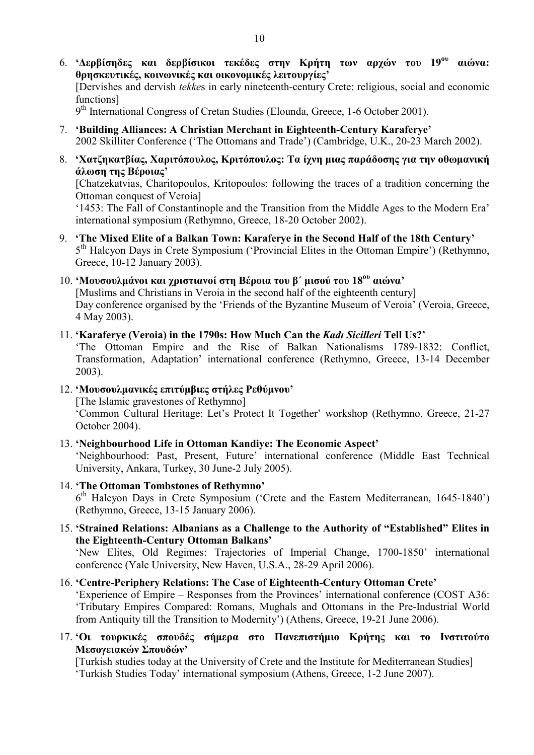6. **'Δερβίσηδες και δερβίσικοι τεκέδες στην Κρήτη των αρχών του 19ου αιώνα: θρησκευτικές, κοινωνικές και οικονομικές λειτουργίες'**
   [Dervishes and dervish *tekke*s in early nineteenth-century Crete: religious, social and economic functions]
   9th International Congress of Cretan Studies (Elounda, Greece, 1-6 October 2001).

7. **'Building Alliances: A Christian Merchant in Eighteenth-Century Karaferye'**
   2002 Skilliter Conference ('The Ottomans and Trade') (Cambridge, U.K., 20-23 March 2002).

8. **'Χατζηκατβίας, Χαριτόπουλος, Κριτόπουλος: Τα ίχνη μιας παράδοσης για την οθωμανική άλωση της Βέροιας'**
   [Chatzekatvias, Charitopoulos, Kritopoulos: following the traces of a tradition concerning the Ottoman conquest of Veroia]
   '1453: The Fall of Constantinople and the Transition from the Middle Ages to the Modern Era' international symposium (Rethymno, Greece, 18-20 October 2002).

9. **'The Mixed Elite of a Balkan Town: Karaferye in the Second Half of the 18th Century'**
   5th Halcyon Days in Crete Symposium ('Provincial Elites in the Ottoman Empire') (Rethymno, Greece, 10-12 January 2003).

10. **'Μουσουλμάνοι και χριστιανοί στη Βέροια του β΄ μισού του 18ου αιώνα'**
    [Muslims and Christians in Veroia in the second half of the eighteenth century]
    Day conference organised by the 'Friends of the Byzantine Museum of Veroia' (Veroia, Greece, 4 May 2003).

11. **'Karaferye (Veroia) in the 1790s: How Much Can the *Kadı Sicilleri* Tell Us?'**
    'The Ottoman Empire and the Rise of Balkan Nationalisms 1789-1832: Conflict, Transformation, Adaptation' international conference (Rethymno, Greece, 13-14 December 2003).

12. **'Μουσουλμανικές επιτύμβιες στήλες Ρεθύμνου'**
    [The Islamic gravestones of Rethymno]
    'Common Cultural Heritage: Let's Protect It Together' workshop (Rethymno, Greece, 21-27 October 2004).

13. **'Neighbourhood Life in Ottoman Kandiye: The Economic Aspect'**
    'Neighbourhood: Past, Present, Future' international conference (Middle East Technical University, Ankara, Turkey, 30 June-2 July 2005).

14. **'The Ottoman Tombstones of Rethymno'**
    6th Halcyon Days in Crete Symposium ('Crete and the Eastern Mediterranean, 1645-1840') (Rethymno, Greece, 13-15 January 2006).

15. **'Strained Relations: Albanians as a Challenge to the Authority of "Established" Elites in the Eighteenth-Century Ottoman Balkans'**
    'New Elites, Old Regimes: Trajectories of Imperial Change, 1700-1850' international conference (Yale University, New Haven, U.S.A., 28-29 April 2006).

16. **'Centre-Periphery Relations: The Case of Eighteenth-Century Ottoman Crete'**
    'Experience of Empire – Responses from the Provinces' international conference (COST A36: 'Tributary Empires Compared: Romans, Mughals and Ottomans in the Pre-Industrial World from Antiquity till the Transition to Modernity') (Athens, Greece, 19-21 June 2006).

17. **'Οι τουρκικές σπουδές σήμερα στο Πανεπιστήμιο Κρήτης και το Ινστιτούτο Μεσογειακών Σπουδών'**
    [Turkish studies today at the University of Crete and the Institute for Mediterranean Studies]
    'Turkish Studies Today' international symposium (Athens, Greece, 1-2 June 2007).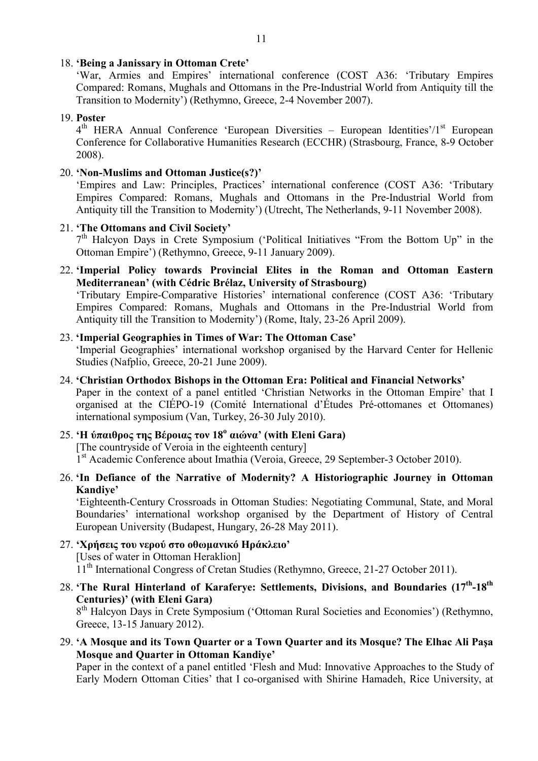18. **'Being a Janissary in Ottoman Crete'**
    'War, Armies and Empires' international conference (COST A36: 'Tributary Empires Compared: Romans, Mughals and Ottomans in the Pre-Industrial World from Antiquity till the Transition to Modernity') (Rethymno, Greece, 2-4 November 2007).

19. **Poster**
    4th HERA Annual Conference 'European Diversities – European Identities'/1st European Conference for Collaborative Humanities Research (ECCHR) (Strasbourg, France, 8-9 October 2008).

20. **'Non-Muslims and Ottoman Justice(s?)'**
    'Empires and Law: Principles, Practices' international conference (COST A36: 'Tributary Empires Compared: Romans, Mughals and Ottomans in the Pre-Industrial World from Antiquity till the Transition to Modernity') (Utrecht, The Netherlands, 9-11 November 2008).

21. **'The Ottomans and Civil Society'**
    7th Halcyon Days in Crete Symposium ('Political Initiatives "From the Bottom Up" in the Ottoman Empire') (Rethymno, Greece, 9-11 January 2009).

22. **'Imperial Policy towards Provincial Elites in the Roman and Ottoman Eastern Mediterranean' (with Cédric Brélaz, University of Strasbourg)**
    'Tributary Empire-Comparative Histories' international conference (COST A36: 'Tributary Empires Compared: Romans, Mughals and Ottomans in the Pre-Industrial World from Antiquity till the Transition to Modernity') (Rome, Italy, 23-26 April 2009).

23. **'Imperial Geographies in Times of War: The Ottoman Case'**
    'Imperial Geographies' international workshop organised by the Harvard Center for Hellenic Studies (Nafplio, Greece, 20-21 June 2009).

24. **'Christian Orthodox Bishops in the Ottoman Era: Political and Financial Networks'**
    Paper in the context of a panel entitled 'Christian Networks in the Ottoman Empire' that I organised at the CIÉPO-19 (Comité International d'Études Pré-ottomanes et Ottomanes) international symposium (Van, Turkey, 26-30 July 2010).

25. **'Η ύπαιθρος της Βέροιας τον 18ο αιώνα' (with Eleni Gara)**
    [The countryside of Veroia in the eighteenth century]
    1st Academic Conference about Imathia (Veroia, Greece, 29 September-3 October 2010).

26. **'In Defiance of the Narrative of Modernity? A Historiographic Journey in Ottoman Kandiye'**
    'Eighteenth-Century Crossroads in Ottoman Studies: Negotiating Communal, State, and Moral Boundaries' international workshop organised by the Department of History of Central European University (Budapest, Hungary, 26-28 May 2011).

27. **'Χρήσεις του νερού στο οθωμανικό Ηράκλειο'**
    [Uses of water in Ottoman Heraklion]
    11th International Congress of Cretan Studies (Rethymno, Greece, 21-27 October 2011).

28. **'The Rural Hinterland of Karaferye: Settlements, Divisions, and Boundaries (17th-18th Centuries)' (with Eleni Gara)**
    8th Halcyon Days in Crete Symposium ('Ottoman Rural Societies and Economies') (Rethymno, Greece, 13-15 January 2012).

29. **'A Mosque and its Town Quarter or a Town Quarter and its Mosque? The Elhac Ali Paşa Mosque and Quarter in Ottoman Kandiye'**
    Paper in the context of a panel entitled 'Flesh and Mud: Innovative Approaches to the Study of Early Modern Ottoman Cities' that I co-organised with Shirine Hamadeh, Rice University, at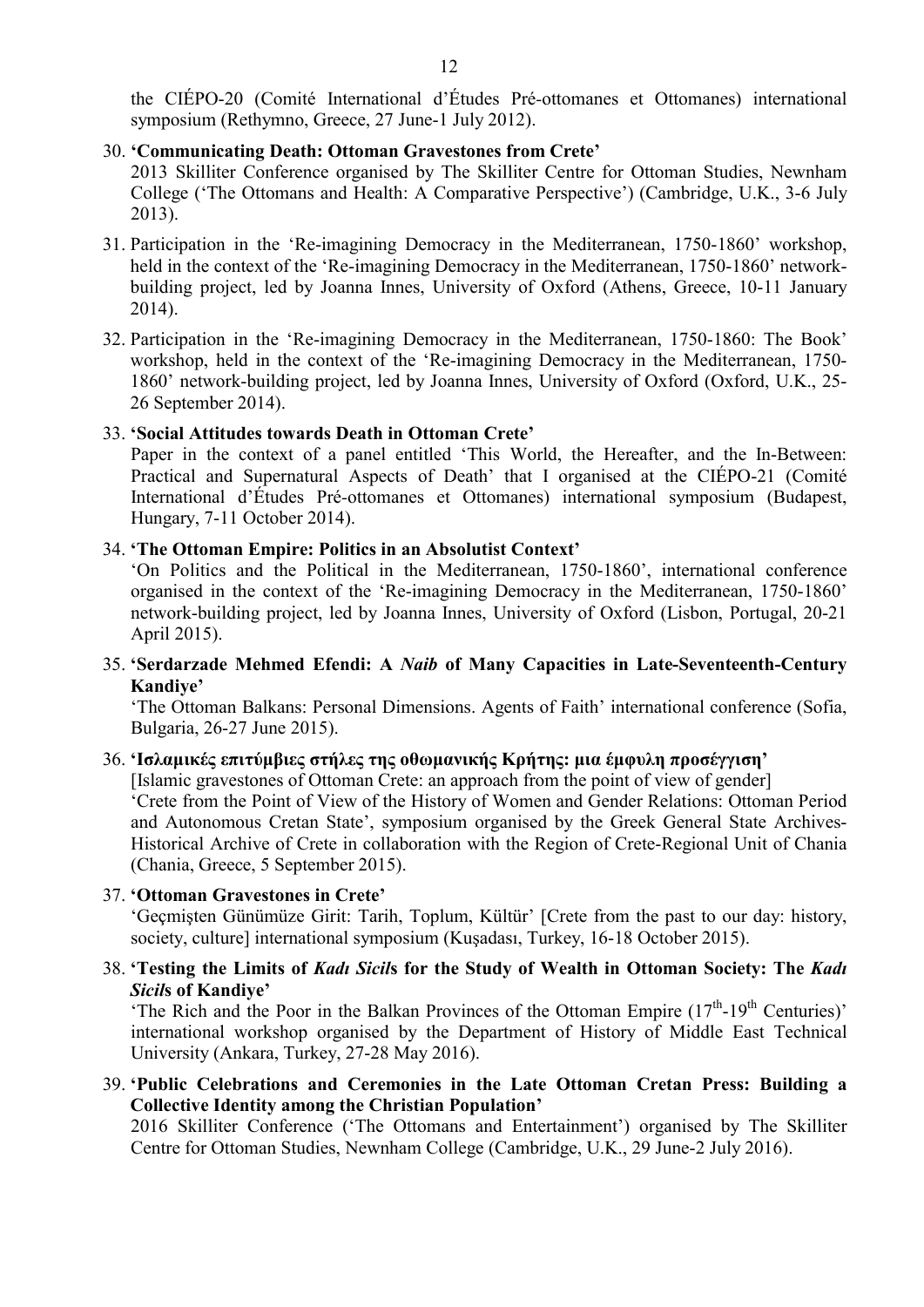the CIÉPO-20 (Comité International d'Études Pré-ottomanes et Ottomanes) international symposium (Rethymno, Greece, 27 June-1 July 2012).

30. **'Communicating Death: Ottoman Gravestones from Crete'**
2013 Skilliter Conference organised by The Skilliter Centre for Ottoman Studies, Newnham College ('The Ottomans and Health: A Comparative Perspective') (Cambridge, U.K., 3-6 July 2013).

31. Participation in the 'Re-imagining Democracy in the Mediterranean, 1750-1860' workshop, held in the context of the 'Re-imagining Democracy in the Mediterranean, 1750-1860' network-building project, led by Joanna Innes, University of Oxford (Athens, Greece, 10-11 January 2014).

32. Participation in the 'Re-imagining Democracy in the Mediterranean, 1750-1860: The Book' workshop, held in the context of the 'Re-imagining Democracy in the Mediterranean, 1750-1860' network-building project, led by Joanna Innes, University of Oxford (Oxford, U.K., 25-26 September 2014).

33. **'Social Attitudes towards Death in Ottoman Crete'**
Paper in the context of a panel entitled 'This World, the Hereafter, and the In-Between: Practical and Supernatural Aspects of Death' that I organised at the CIÉPO-21 (Comité International d'Études Pré-ottomanes et Ottomanes) international symposium (Budapest, Hungary, 7-11 October 2014).

34. **'The Ottoman Empire: Politics in an Absolutist Context'**
'On Politics and the Political in the Mediterranean, 1750-1860', international conference organised in the context of the 'Re-imagining Democracy in the Mediterranean, 1750-1860' network-building project, led by Joanna Innes, University of Oxford (Lisbon, Portugal, 20-21 April 2015).

35. **'Serdarzade Mehmed Efendi: A *Naib* of Many Capacities in Late-Seventeenth-Century Kandiye'**
'The Ottoman Balkans: Personal Dimensions. Agents of Faith' international conference (Sofia, Bulgaria, 26-27 June 2015).

36. **'Ισλαμικές επιτύμβιες στήλες της οθωμανικής Κρήτης: μια έμφυλη προσέγγιση'**
[Islamic gravestones of Ottoman Crete: an approach from the point of view of gender]
'Crete from the Point of View of the History of Women and Gender Relations: Ottoman Period and Autonomous Cretan State', symposium organised by the Greek General State Archives-Historical Archive of Crete in collaboration with the Region of Crete-Regional Unit of Chania (Chania, Greece, 5 September 2015).

37. **'Ottoman Gravestones in Crete'**
'Geçmişten Günümüze Girit: Tarih, Toplum, Kültür' [Crete from the past to our day: history, society, culture] international symposium (Kuşadası, Turkey, 16-18 October 2015).

38. **'Testing the Limits of *Kadı Sicil*s for the Study of Wealth in Ottoman Society: The *Kadı Sicil*s of Kandiye'**
'The Rich and the Poor in the Balkan Provinces of the Ottoman Empire (17th-19th Centuries)' international workshop organised by the Department of History of Middle East Technical University (Ankara, Turkey, 27-28 May 2016).

39. **'Public Celebrations and Ceremonies in the Late Ottoman Cretan Press: Building a Collective Identity among the Christian Population'**
2016 Skilliter Conference ('The Ottomans and Entertainment') organised by The Skilliter Centre for Ottoman Studies, Newnham College (Cambridge, U.K., 29 June-2 July 2016).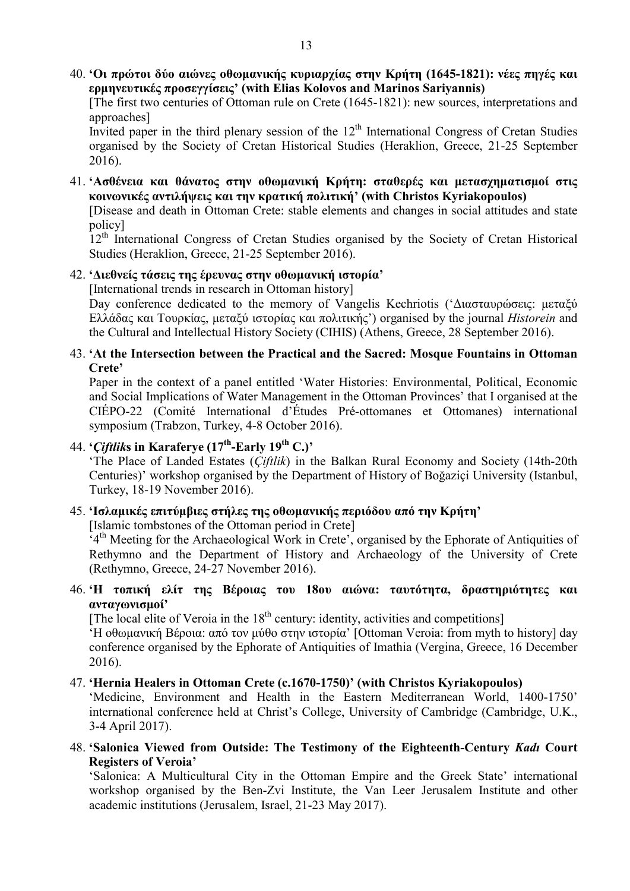40. **'Οι πρώτοι δύο αιώνες οθωμανικής κυριαρχίας στην Κρήτη (1645-1821): νέες πηγές και ερμηνευτικές προσεγγίσεις' (with Elias Kolovos and Marinos Sariyannis)**
[The first two centuries of Ottoman rule on Crete (1645-1821): new sources, interpretations and approaches]
Invited paper in the third plenary session of the 12th International Congress of Cretan Studies organised by the Society of Cretan Historical Studies (Heraklion, Greece, 21-25 September 2016).

41. **'Ασθένεια και θάνατος στην οθωμανική Κρήτη: σταθερές και μετασχηματισμοί στις κοινωνικές αντιλήψεις και την κρατική πολιτική' (with Christos Kyriakopoulos)**
[Disease and death in Ottoman Crete: stable elements and changes in social attitudes and state policy]
12th International Congress of Cretan Studies organised by the Society of Cretan Historical Studies (Heraklion, Greece, 21-25 September 2016).

42. **'Διεθνείς τάσεις της έρευνας στην οθωμανική ιστορία'**
[International trends in research in Ottoman history]
Day conference dedicated to the memory of Vangelis Kechriotis ('Διασταυρώσεις: μεταξύ Ελλάδας και Τουρκίας, μεταξύ ιστορίας και πολιτικής') organised by the journal *Historein* and the Cultural and Intellectual History Society (CIHIS) (Athens, Greece, 28 September 2016).

43. **'At the Intersection between the Practical and the Sacred: Mosque Fountains in Ottoman Crete'**
Paper in the context of a panel entitled 'Water Histories: Environmental, Political, Economic and Social Implications of Water Management in the Ottoman Provinces' that I organised at the CIÉPO-22 (Comité International d'Études Pré-ottomanes et Ottomanes) international symposium (Trabzon, Turkey, 4-8 October 2016).

44. **'*Çiftlik*s in Karaferye (17th-Early 19th C.)'**
'The Place of Landed Estates (*Çiftlik*) in the Balkan Rural Economy and Society (14th-20th Centuries)' workshop organised by the Department of History of Boğaziçi University (Istanbul, Turkey, 18-19 November 2016).

45. **'Ισλαμικές επιτύμβιες στήλες της οθωμανικής περιόδου από την Κρήτη'**
[Islamic tombstones of the Ottoman period in Crete]
'4th Meeting for the Archaeological Work in Crete', organised by the Ephorate of Antiquities of Rethymno and the Department of History and Archaeology of the University of Crete (Rethymno, Greece, 24-27 November 2016).

46. **'Η τοπική ελίτ της Βέροιας του 18ου αιώνα: ταυτότητα, δραστηριότητες και ανταγωνισμοί'**
[The local elite of Veroia in the 18th century: identity, activities and competitions]
'Η οθωμανική Βέροια: από τον μύθο στην ιστορία' [Ottoman Veroia: from myth to history] day conference organised by the Ephorate of Antiquities of Imathia (Vergina, Greece, 16 December 2016).

47. **'Hernia Healers in Ottoman Crete (c.1670-1750)' (with Christos Kyriakopoulos)**
'Medicine, Environment and Health in the Eastern Mediterranean World, 1400-1750' international conference held at Christ's College, University of Cambridge (Cambridge, U.K., 3-4 April 2017).

48. **'Salonica Viewed from Outside: The Testimony of the Eighteenth-Century *Kadı* Court Registers of Veroia'**
'Salonica: A Multicultural City in the Ottoman Empire and the Greek State' international workshop organised by the Ben-Zvi Institute, the Van Leer Jerusalem Institute and other academic institutions (Jerusalem, Israel, 21-23 May 2017).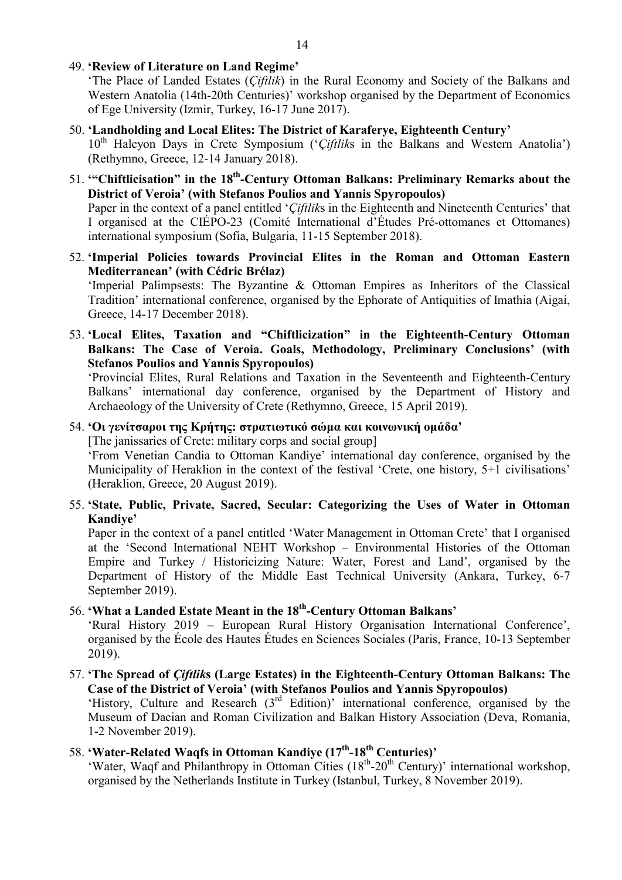49. **'Review of Literature on Land Regime'**
'The Place of Landed Estates (*Çiftlik*) in the Rural Economy and Society of the Balkans and Western Anatolia (14th-20th Centuries)' workshop organised by the Department of Economics of Ege University (Izmir, Turkey, 16-17 June 2017).

50. **'Landholding and Local Elites: The District of Karaferye, Eighteenth Century'**
10th Halcyon Days in Crete Symposium ('*Çiftlik*s in the Balkans and Western Anatolia') (Rethymno, Greece, 12-14 January 2018).

51. **'"Chiftlicisation" in the 18th-Century Ottoman Balkans: Preliminary Remarks about the District of Veroia' (with Stefanos Poulios and Yannis Spyropoulos)**
Paper in the context of a panel entitled '*Çiftlik*s in the Eighteenth and Nineteenth Centuries' that I organised at the CIÉPO-23 (Comité International d'Études Pré-ottomanes et Ottomanes) international symposium (Sofia, Bulgaria, 11-15 September 2018).

52. **'Imperial Policies towards Provincial Elites in the Roman and Ottoman Eastern Mediterranean' (with Cédric Brélaz)**
'Imperial Palimpsests: The Byzantine & Ottoman Empires as Inheritors of the Classical Tradition' international conference, organised by the Ephorate of Antiquities of Imathia (Aigai, Greece, 14-17 December 2018).

53. **'Local Elites, Taxation and "Chiftlicization" in the Eighteenth-Century Ottoman Balkans: The Case of Veroia. Goals, Methodology, Preliminary Conclusions' (with Stefanos Poulios and Yannis Spyropoulos)**
'Provincial Elites, Rural Relations and Taxation in the Seventeenth and Eighteenth-Century Balkans' international day conference, organised by the Department of History and Archaeology of the University of Crete (Rethymno, Greece, 15 April 2019).

54. **'Οι γενίτσαροι της Κρήτης: στρατιωτικό σώμα και κοινωνική ομάδα'**
[The janissaries of Crete: military corps and social group]
'From Venetian Candia to Ottoman Kandiye' international day conference, organised by the Municipality of Heraklion in the context of the festival 'Crete, one history, 5+1 civilisations' (Heraklion, Greece, 20 August 2019).

55. **'State, Public, Private, Sacred, Secular: Categorizing the Uses of Water in Ottoman Kandiye'**
Paper in the context of a panel entitled 'Water Management in Ottoman Crete' that I organised at the 'Second International NEHT Workshop – Environmental Histories of the Ottoman Empire and Turkey / Historicizing Nature: Water, Forest and Land', organised by the Department of History of the Middle East Technical University (Ankara, Turkey, 6-7 September 2019).

56. **'What a Landed Estate Meant in the 18th-Century Ottoman Balkans'**
'Rural History 2019 – European Rural History Organisation International Conference', organised by the École des Hautes Études en Sciences Sociales (Paris, France, 10-13 September 2019).

57. **'The Spread of *Çiftlik*s (Large Estates) in the Eighteenth-Century Ottoman Balkans: The Case of the District of Veroia' (with Stefanos Poulios and Yannis Spyropoulos)**
'History, Culture and Research (3rd Edition)' international conference, organised by the Museum of Dacian and Roman Civilization and Balkan History Association (Deva, Romania, 1-2 November 2019).

58. **'Water-Related Waqfs in Ottoman Kandiye (17th-18th Centuries)'**
'Water, Waqf and Philanthropy in Ottoman Cities (18th-20th Century)' international workshop, organised by the Netherlands Institute in Turkey (Istanbul, Turkey, 8 November 2019).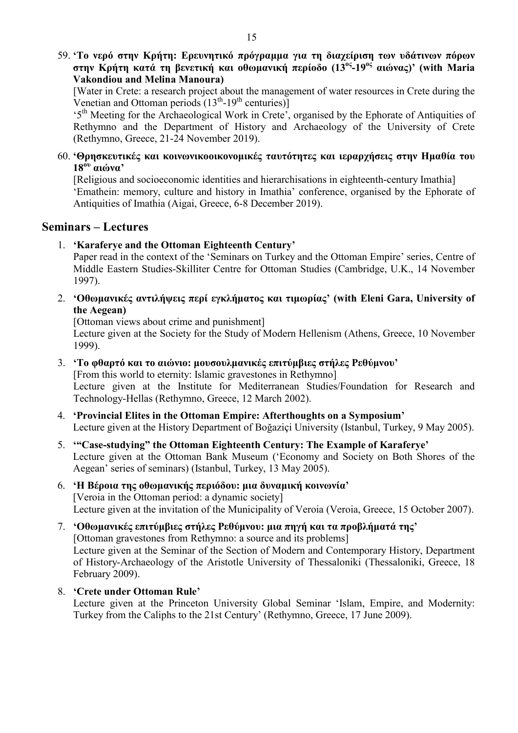59. **'Το νερό στην Κρήτη: Ερευνητικό πρόγραμμα για τη διαχείριση των υδάτινων πόρων στην Κρήτη κατά τη βενετική και οθωμανική περίοδο (13ος-19ος αιώνας)' (with Maria Vakondiou and Melina Manoura)**
   [Water in Crete: a research project about the management of water resources in Crete during the Venetian and Ottoman periods (13th-19th centuries)]
   '5th Meeting for the Archaeological Work in Crete', organised by the Ephorate of Antiquities of Rethymno and the Department of History and Archaeology of the University of Crete (Rethymno, Greece, 21-24 November 2019).

60. **'Θρησκευτικές και κοινωνικοοικονομικές ταυτότητες και ιεραρχήσεις στην Ημαθία του 18ου αιώνα'**
   [Religious and socioeconomic identities and hierarchisations in eighteenth-century Imathia]
   'Emathein: memory, culture and history in Imathia' conference, organised by the Ephorate of Antiquities of Imathia (Aigai, Greece, 6-8 December 2019).

## Seminars – Lectures

1. **'Karaferye and the Ottoman Eighteenth Century'**
   Paper read in the context of the 'Seminars on Turkey and the Ottoman Empire' series, Centre of Middle Eastern Studies-Skilliter Centre for Ottoman Studies (Cambridge, U.K., 14 November 1997).

2. **'Οθωμανικές αντιλήψεις περί εγκλήματος και τιμωρίας' (with Eleni Gara, University of the Aegean)**
   [Ottoman views about crime and punishment]
   Lecture given at the Society for the Study of Modern Hellenism (Athens, Greece, 10 November 1999).

3. **'Το φθαρτό και το αιώνιο: μουσουλμανικές επιτύμβιες στήλες Ρεθύμνου'**
   [From this world to eternity: Islamic gravestones in Rethymno]
   Lecture given at the Institute for Mediterranean Studies/Foundation for Research and Technology-Hellas (Rethymno, Greece, 12 March 2002).

4. **'Provincial Elites in the Ottoman Empire: Afterthoughts on a Symposium'**
   Lecture given at the History Department of Boğaziçi University (Istanbul, Turkey, 9 May 2005).

5. **'"Case-studying" the Ottoman Eighteenth Century: The Example of Karaferye'**
   Lecture given at the Ottoman Bank Museum ('Economy and Society on Both Shores of the Aegean' series of seminars) (Istanbul, Turkey, 13 May 2005).

6. **'Η Βέροια της οθωμανικής περιόδου: μια δυναμική κοινωνία'**
   [Veroia in the Ottoman period: a dynamic society]
   Lecture given at the invitation of the Municipality of Veroia (Veroia, Greece, 15 October 2007).

7. **'Οθωμανικές επιτύμβιες στήλες Ρεθύμνου: μια πηγή και τα προβλήματά της'**
   [Ottoman gravestones from Rethymno: a source and its problems]
   Lecture given at the Seminar of the Section of Modern and Contemporary History, Department of History-Archaeology of the Aristotle University of Thessaloniki (Thessaloniki, Greece, 18 February 2009).

8. **'Crete under Ottoman Rule'**
   Lecture given at the Princeton University Global Seminar 'Islam, Empire, and Modernity: Turkey from the Caliphs to the 21st Century' (Rethymno, Greece, 17 June 2009).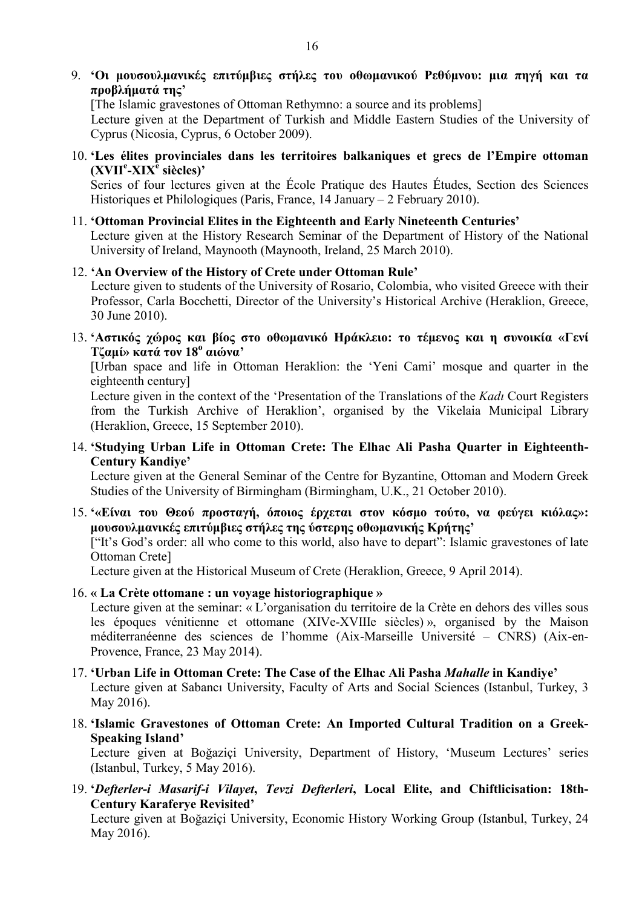9. **'Οι μουσουλμανικές επιτύμβιες στήλες του οθωμανικού Ρεθύμνου: μια πηγή και τα προβλήματά της'**
   [The Islamic gravestones of Ottoman Rethymno: a source and its problems]
   Lecture given at the Department of Turkish and Middle Eastern Studies of the University of Cyprus (Nicosia, Cyprus, 6 October 2009).

10. **'Les élites provinciales dans les territoires balkaniques et grecs de l'Empire ottoman (XVII[e]-XIX[e] siècles)'**
    Series of four lectures given at the École Pratique des Hautes Études, Section des Sciences Historiques et Philologiques (Paris, France, 14 January – 2 February 2010).

11. **'Ottoman Provincial Elites in the Eighteenth and Early Nineteenth Centuries'**
    Lecture given at the History Research Seminar of the Department of History of the National University of Ireland, Maynooth (Maynooth, Ireland, 25 March 2010).

12. **'An Overview of the History of Crete under Ottoman Rule'**
    Lecture given to students of the University of Rosario, Colombia, who visited Greece with their Professor, Carla Bocchetti, Director of the University's Historical Archive (Heraklion, Greece, 30 June 2010).

13. **'Αστικός χώρος και βίος στο οθωμανικό Ηράκλειο: το τέμενος και η συνοικία «Γενί Τζαμί» κατά τον 18[ο] αιώνα'**
    [Urban space and life in Ottoman Heraklion: the 'Yeni Cami' mosque and quarter in the eighteenth century]
    Lecture given in the context of the 'Presentation of the Translations of the *Kadı* Court Registers from the Turkish Archive of Heraklion', organised by the Vikelaia Municipal Library (Heraklion, Greece, 15 September 2010).

14. **'Studying Urban Life in Ottoman Crete: The Elhac Ali Pasha Quarter in Eighteenth-Century Kandiye'**
    Lecture given at the General Seminar of the Centre for Byzantine, Ottoman and Modern Greek Studies of the University of Birmingham (Birmingham, U.K., 21 October 2010).

15. **'«Είναι του Θεού προσταγή, όποιος έρχεται στον κόσμο τούτο, να φεύγει κιόλας»: μουσουλμανικές επιτύμβιες στήλες της ύστερης οθωμανικής Κρήτης'**
    ["It's God's order: all who come to this world, also have to depart": Islamic gravestones of late Ottoman Crete]
    Lecture given at the Historical Museum of Crete (Heraklion, Greece, 9 April 2014).

16. **« La Crète ottomane : un voyage historiographique »**
    Lecture given at the seminar: « L'organisation du territoire de la Crète en dehors des villes sous les époques vénitienne et ottomane (XIVe-XVIIIe siècles) », organised by the Maison méditerranéenne des sciences de l'homme (Aix-Marseille Université – CNRS) (Aix-en-Provence, France, 23 May 2014).

17. **'Urban Life in Ottoman Crete: The Case of the Elhac Ali Pasha *Mahalle* in Kandiye'**
    Lecture given at Sabancı University, Faculty of Arts and Social Sciences (Istanbul, Turkey, 3 May 2016).

18. **'Islamic Gravestones of Ottoman Crete: An Imported Cultural Tradition on a Greek-Speaking Island'**
    Lecture given at Boğaziçi University, Department of History, 'Museum Lectures' series (Istanbul, Turkey, 5 May 2016).

19. **'*Defterler-i Masarif-i Vilayet*, *Tevzi Defterleri*, Local Elite, and Chiftlicisation: 18th-Century Karaferye Revisited'**
    Lecture given at Boğaziçi University, Economic History Working Group (Istanbul, Turkey, 24 May 2016).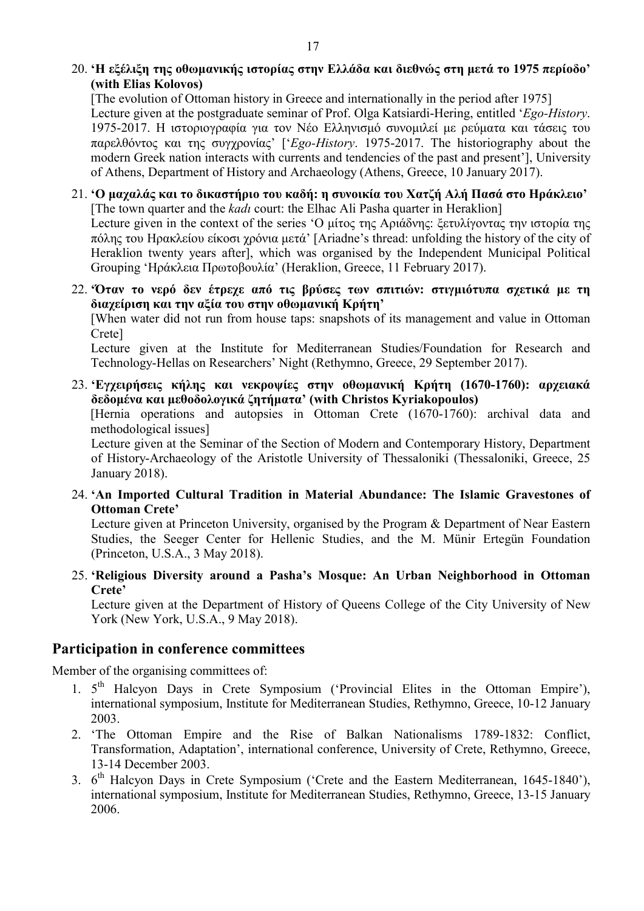20. **'Η εξέλιξη της οθωμανικής ιστορίας στην Ελλάδα και διεθνώς στη μετά το 1975 περίοδο' (with Elias Kolovos)**
[The evolution of Ottoman history in Greece and internationally in the period after 1975]
Lecture given at the postgraduate seminar of Prof. Olga Katsiardi-Hering, entitled '*Ego-History*. 1975-2017. Η ιστοριογραφία για τον Νέο Ελληνισμό συνομιλεί με ρεύματα και τάσεις του παρελθόντος και της συγχρονίας' ['*Ego-History*. 1975-2017. The historiography about the modern Greek nation interacts with currents and tendencies of the past and present'], University of Athens, Department of History and Archaeology (Athens, Greece, 10 January 2017).

21. **'Ο μαχαλάς και το δικαστήριο του καδή: η συνοικία του Χατζή Αλή Πασά στο Ηράκλειο'**
[The town quarter and the *kadı* court: the Elhac Ali Pasha quarter in Heraklion]
Lecture given in the context of the series 'Ο μίτος της Αριάδνης: ξετυλίγοντας την ιστορία της πόλης του Ηρακλείου είκοσι χρόνια μετά' [Ariadne's thread: unfolding the history of the city of Heraklion twenty years after], which was organised by the Independent Municipal Political Grouping 'Ηράκλεια Πρωτοβουλία' (Heraklion, Greece, 11 February 2017).

22. **'Όταν το νερό δεν έτρεχε από τις βρύσες των σπιτιών: στιγμιότυπα σχετικά με τη διαχείριση και την αξία του στην οθωμανική Κρήτη'**
[When water did not run from house taps: snapshots of its management and value in Ottoman Crete]
Lecture given at the Institute for Mediterranean Studies/Foundation for Research and Technology-Hellas on Researchers' Night (Rethymno, Greece, 29 September 2017).

23. **'Εγχειρήσεις κήλης και νεκροψίες στην οθωμανική Κρήτη (1670-1760): αρχειακά δεδομένα και μεθοδολογικά ζητήματα' (with Christos Kyriakopoulos)**
[Hernia operations and autopsies in Ottoman Crete (1670-1760): archival data and methodological issues]
Lecture given at the Seminar of the Section of Modern and Contemporary History, Department of History-Archaeology of the Aristotle University of Thessaloniki (Thessaloniki, Greece, 25 January 2018).

24. **'An Imported Cultural Tradition in Material Abundance: The Islamic Gravestones of Ottoman Crete'**
Lecture given at Princeton University, organised by the Program & Department of Near Eastern Studies, the Seeger Center for Hellenic Studies, and the M. Münir Ertegün Foundation (Princeton, U.S.A., 3 May 2018).

25. **'Religious Diversity around a Pasha's Mosque: An Urban Neighborhood in Ottoman Crete'**
Lecture given at the Department of History of Queens College of the City University of New York (New York, U.S.A., 9 May 2018).

## Participation in conference committees

Member of the organising committees of:

1. 5th Halcyon Days in Crete Symposium ('Provincial Elites in the Ottoman Empire'), international symposium, Institute for Mediterranean Studies, Rethymno, Greece, 10-12 January 2003.
2. 'The Ottoman Empire and the Rise of Balkan Nationalisms 1789-1832: Conflict, Transformation, Adaptation', international conference, University of Crete, Rethymno, Greece, 13-14 December 2003.
3. 6th Halcyon Days in Crete Symposium ('Crete and the Eastern Mediterranean, 1645-1840'), international symposium, Institute for Mediterranean Studies, Rethymno, Greece, 13-15 January 2006.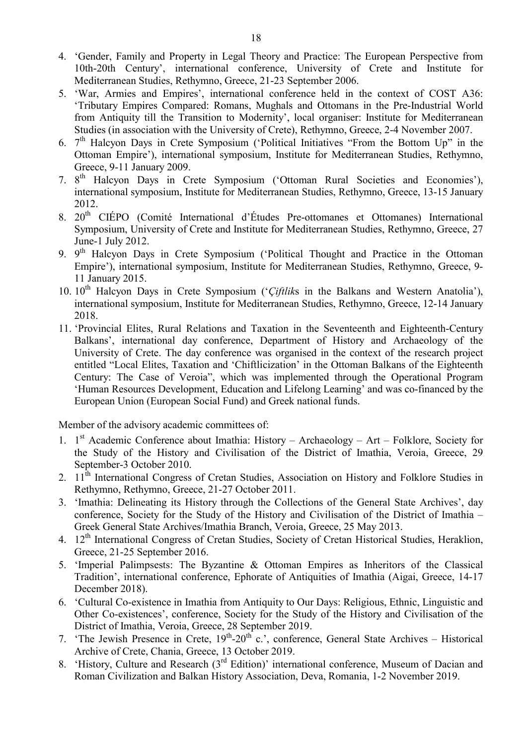4. 'Gender, Family and Property in Legal Theory and Practice: The European Perspective from 10th-20th Century', international conference, University of Crete and Institute for Mediterranean Studies, Rethymno, Greece, 21-23 September 2006.
5. 'War, Armies and Empires', international conference held in the context of COST A36: 'Tributary Empires Compared: Romans, Mughals and Ottomans in the Pre-Industrial World from Antiquity till the Transition to Modernity', local organiser: Institute for Mediterranean Studies (in association with the University of Crete), Rethymno, Greece, 2-4 November 2007.
6. 7th Halcyon Days in Crete Symposium ('Political Initiatives "From the Bottom Up" in the Ottoman Empire'), international symposium, Institute for Mediterranean Studies, Rethymno, Greece, 9-11 January 2009.
7. 8th Halcyon Days in Crete Symposium ('Ottoman Rural Societies and Economies'), international symposium, Institute for Mediterranean Studies, Rethymno, Greece, 13-15 January 2012.
8. 20th CIÉPO (Comité International d'Études Pre-ottomanes et Ottomanes) International Symposium, University of Crete and Institute for Mediterranean Studies, Rethymno, Greece, 27 June-1 July 2012.
9. 9th Halcyon Days in Crete Symposium ('Political Thought and Practice in the Ottoman Empire'), international symposium, Institute for Mediterranean Studies, Rethymno, Greece, 9-11 January 2015.
10. 10th Halcyon Days in Crete Symposium ('*Çiftlik*s in the Balkans and Western Anatolia'), international symposium, Institute for Mediterranean Studies, Rethymno, Greece, 12-14 January 2018.
11. 'Provincial Elites, Rural Relations and Taxation in the Seventeenth and Eighteenth-Century Balkans', international day conference, Department of History and Archaeology of the University of Crete. The day conference was organised in the context of the research project entitled "Local Elites, Taxation and 'Chiftlicization' in the Ottoman Balkans of the Eighteenth Century: The Case of Veroia", which was implemented through the Operational Program 'Human Resources Development, Education and Lifelong Learning' and was co-financed by the European Union (European Social Fund) and Greek national funds.

Member of the advisory academic committees of:

1. 1st Academic Conference about Imathia: History – Archaeology – Art – Folklore, Society for the Study of the History and Civilisation of the District of Imathia, Veroia, Greece, 29 September-3 October 2010.
2. 11th International Congress of Cretan Studies, Association on History and Folklore Studies in Rethymno, Rethymno, Greece, 21-27 October 2011.
3. 'Imathia: Delineating its History through the Collections of the General State Archives', day conference, Society for the Study of the History and Civilisation of the District of Imathia – Greek General State Archives/Imathia Branch, Veroia, Greece, 25 May 2013.
4. 12th International Congress of Cretan Studies, Society of Cretan Historical Studies, Heraklion, Greece, 21-25 September 2016.
5. 'Imperial Palimpsests: The Byzantine & Ottoman Empires as Inheritors of the Classical Tradition', international conference, Ephorate of Antiquities of Imathia (Aigai, Greece, 14-17 December 2018).
6. 'Cultural Co-existence in Imathia from Antiquity to Our Days: Religious, Ethnic, Linguistic and Other Co-existences', conference, Society for the Study of the History and Civilisation of the District of Imathia, Veroia, Greece, 28 September 2019.
7. 'The Jewish Presence in Crete, 19th-20th c.', conference, General State Archives – Historical Archive of Crete, Chania, Greece, 13 October 2019.
8. 'History, Culture and Research (3rd Edition)' international conference, Museum of Dacian and Roman Civilization and Balkan History Association, Deva, Romania, 1-2 November 2019.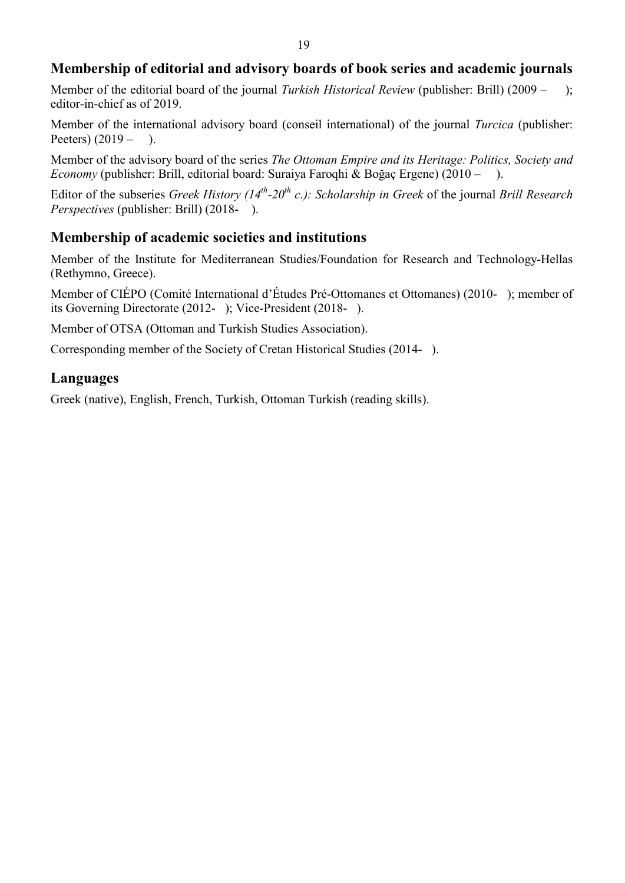## Membership of editorial and advisory boards of book series and academic journals

Member of the editorial board of the journal *Turkish Historical Review* (publisher: Brill) (2009 – ); editor-in-chief as of 2019.

Member of the international advisory board (conseil international) of the journal *Turcica* (publisher: Peeters) (2019 – ).

Member of the advisory board of the series *The Ottoman Empire and its Heritage: Politics, Society and Economy* (publisher: Brill, editorial board: Suraiya Faroqhi & Boğaç Ergene) (2010 – ).

Editor of the subseries *Greek History ($14^{th}$-$20^{th}$ c.): Scholarship in Greek* of the journal *Brill Research Perspectives* (publisher: Brill) (2018- ).

## Membership of academic societies and institutions

Member of the Institute for Mediterranean Studies/Foundation for Research and Technology-Hellas (Rethymno, Greece).

Member of CIÉPO (Comité International d'Études Pré-Ottomanes et Ottomanes) (2010- ); member of its Governing Directorate (2012- ); Vice-President (2018- ).

Member of OTSA (Ottoman and Turkish Studies Association).

Corresponding member of the Society of Cretan Historical Studies (2014- ).

## Languages

Greek (native), English, French, Turkish, Ottoman Turkish (reading skills).